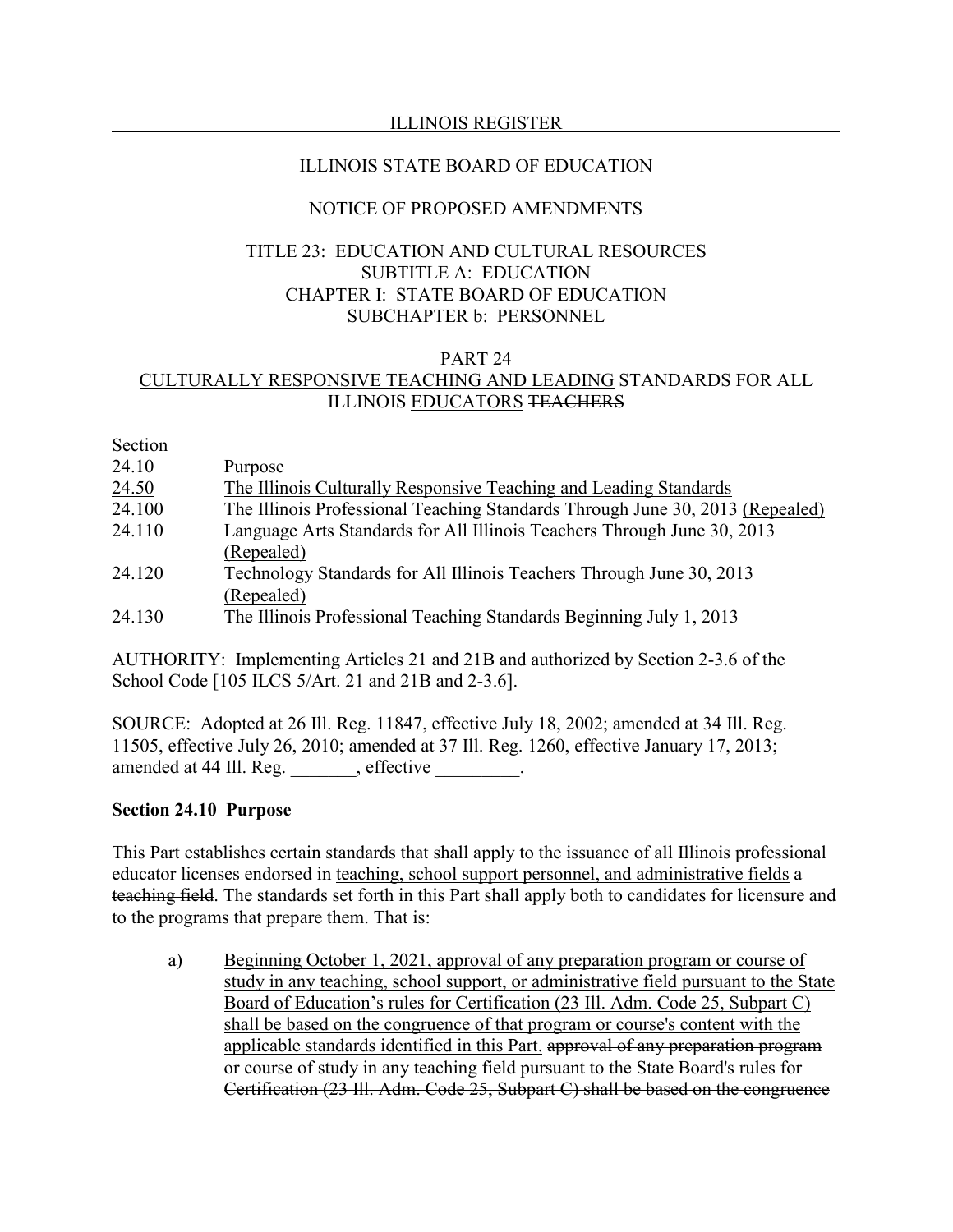ILLINOIS STATE BOARD OF EDUCATION

NOTICE OF PROPOSED AMENDMENTS

TITLE 23: EDUCATION AND CULTURAL RESOURCES
SUBTITLE A: EDUCATION
CHAPTER I: STATE BOARD OF EDUCATION
SUBCHAPTER b: PERSONNEL

PART 24
<u>CULTURALLY RESPONSIVE TEACHING AND LEADING</u> STANDARDS FOR ALL ILLINOIS <u>EDUCATORS</u> ~~TEACHERS~~

| Section | |
|---|---|
| 24.10 | Purpose |
| <u>24.50</u> | <u>The Illinois Culturally Responsive Teaching and Leading Standards</u> |
| 24.100 | The Illinois Professional Teaching Standards Through June 30, 2013 <u>(Repealed)</u> |
| 24.110 | Language Arts Standards for All Illinois Teachers Through June 30, 2013 <u>(Repealed)</u> |
| 24.120 | Technology Standards for All Illinois Teachers Through June 30, 2013 <u>(Repealed)</u> |
| 24.130 | The Illinois Professional Teaching Standards ~~Beginning July 1, 2013~~ |

AUTHORITY: Implementing Articles 21 and 21B and authorized by Section 2-3.6 of the School Code [105 ILCS 5/Art. 21 and 21B and 2-3.6].

SOURCE: Adopted at 26 Ill. Reg. 11847, effective July 18, 2002; amended at 34 Ill. Reg. 11505, effective July 26, 2010; amended at 37 Ill. Reg. 1260, effective January 17, 2013; amended at 44 Ill. Reg. _______, effective _________.

**Section 24.10 Purpose**

This Part establishes certain standards that shall apply to the issuance of all Illinois professional educator licenses endorsed in <u>teaching, school support personnel, and administrative fields</u> ~~a teaching field~~. The standards set forth in this Part shall apply both to candidates for licensure and to the programs that prepare them. That is:

a) <u>Beginning October 1, 2021, approval of any preparation program or course of study in any teaching, school support, or administrative field pursuant to the State Board of Education's rules for Certification (23 Ill. Adm. Code 25, Subpart C) shall be based on the congruence of that program or course's content with the applicable standards identified in this Part.</u> ~~approval of any preparation program or course of study in any teaching field pursuant to the State Board's rules for Certification (23 Ill. Adm. Code 25, Subpart C) shall be based on the congruence~~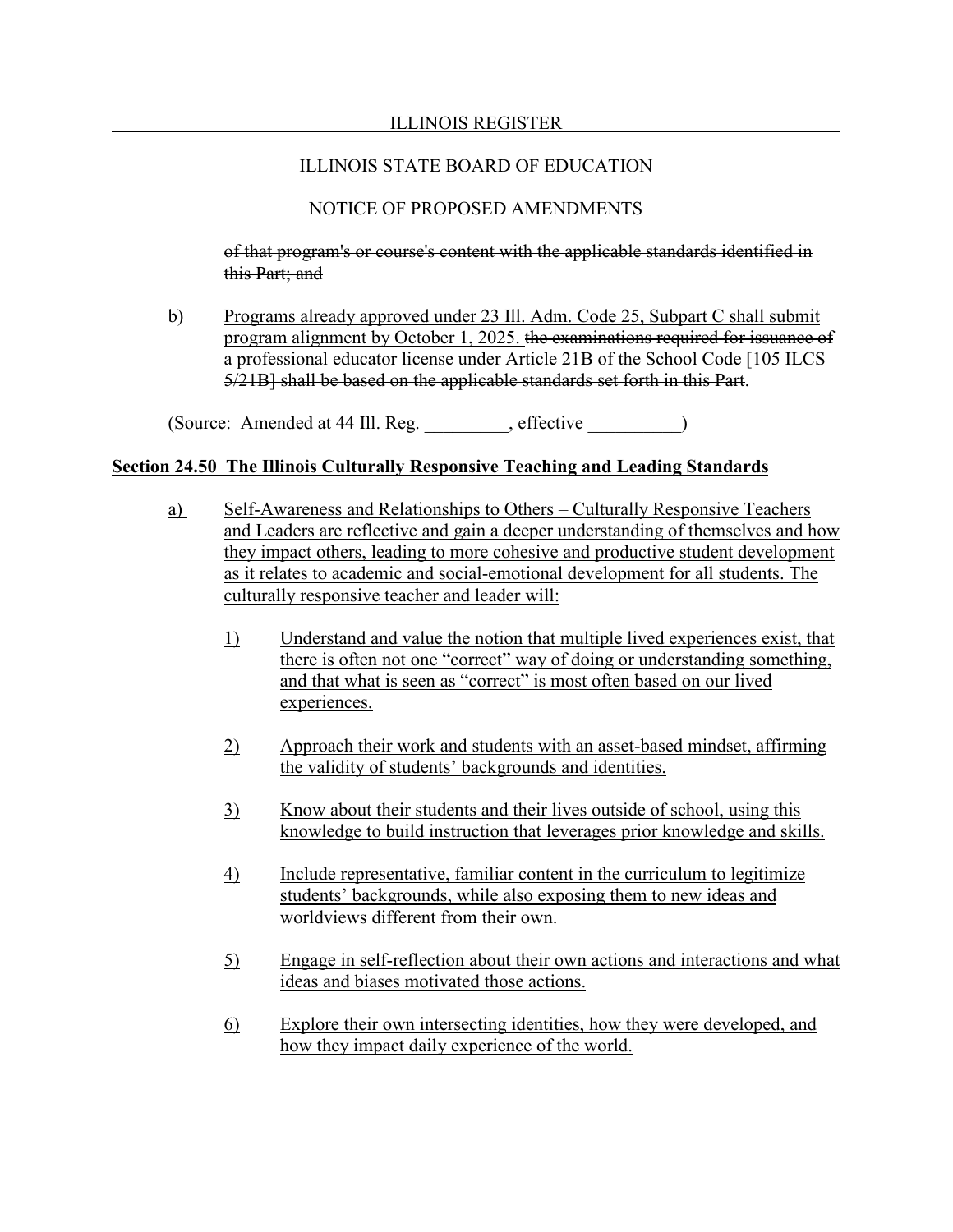~~of that program's or course's content with the applicable standards identified in this Part; and~~

b) <u>Programs already approved under 23 Ill. Adm. Code 25, Subpart C shall submit program alignment by October 1, 2025.</u> ~~the examinations required for issuance of a professional educator license under Article 21B of the School Code [105 ILCS 5/21B] shall be based on the applicable standards set forth in this Part~~.

(Source: Amended at 44 Ill. Reg. _________, effective __________)

**<u>Section 24.50 The Illinois Culturally Responsive Teaching and Leading Standards</u>**

<u>a)</u> <u>Self-Awareness and Relationships to Others – Culturally Responsive Teachers and Leaders are reflective and gain a deeper understanding of themselves and how they impact others, leading to more cohesive and productive student development as it relates to academic and social-emotional development for all students. The culturally responsive teacher and leader will:</u>

<u>1)</u> <u>Understand and value the notion that multiple lived experiences exist, that there is often not one "correct" way of doing or understanding something, and that what is seen as "correct" is most often based on our lived experiences.</u>

<u>2)</u> <u>Approach their work and students with an asset-based mindset, affirming the validity of students' backgrounds and identities.</u>

<u>3)</u> <u>Know about their students and their lives outside of school, using this knowledge to build instruction that leverages prior knowledge and skills.</u>

<u>4)</u> <u>Include representative, familiar content in the curriculum to legitimize students' backgrounds, while also exposing them to new ideas and worldviews different from their own.</u>

<u>5)</u> <u>Engage in self-reflection about their own actions and interactions and what ideas and biases motivated those actions.</u>

<u>6)</u> <u>Explore their own intersecting identities, how they were developed, and how they impact daily experience of the world.</u>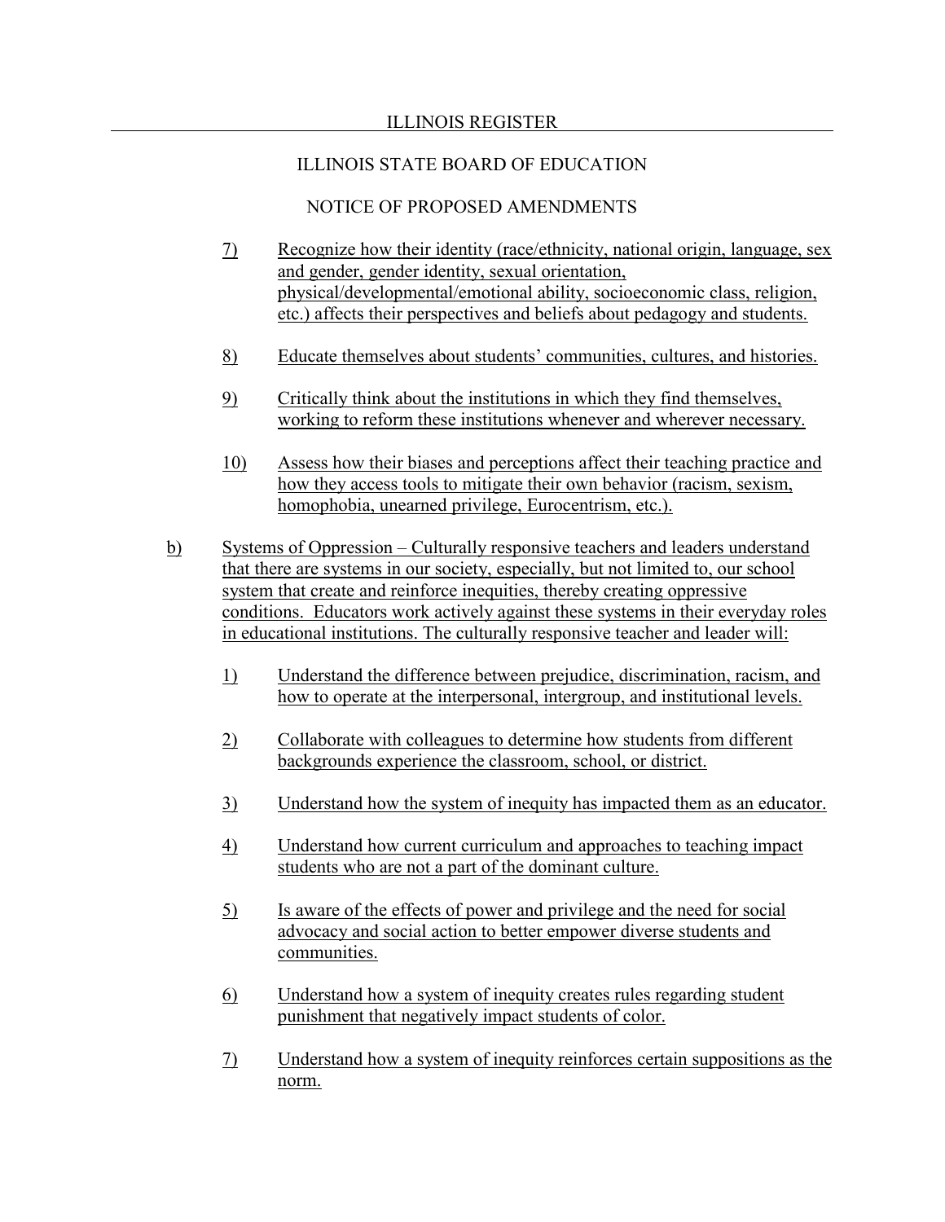ILLINOIS STATE BOARD OF EDUCATION

NOTICE OF PROPOSED AMENDMENTS

7) Recognize how their identity (race/ethnicity, national origin, language, sex and gender, gender identity, sexual orientation, physical/developmental/emotional ability, socioeconomic class, religion, etc.) affects their perspectives and beliefs about pedagogy and students.

8) Educate themselves about students' communities, cultures, and histories.

9) Critically think about the institutions in which they find themselves, working to reform these institutions whenever and wherever necessary.

10) Assess how their biases and perceptions affect their teaching practice and how they access tools to mitigate their own behavior (racism, sexism, homophobia, unearned privilege, Eurocentrism, etc.).

b) Systems of Oppression – Culturally responsive teachers and leaders understand that there are systems in our society, especially, but not limited to, our school system that create and reinforce inequities, thereby creating oppressive conditions. Educators work actively against these systems in their everyday roles in educational institutions. The culturally responsive teacher and leader will:

1) Understand the difference between prejudice, discrimination, racism, and how to operate at the interpersonal, intergroup, and institutional levels.

2) Collaborate with colleagues to determine how students from different backgrounds experience the classroom, school, or district.

3) Understand how the system of inequity has impacted them as an educator.

4) Understand how current curriculum and approaches to teaching impact students who are not a part of the dominant culture.

5) Is aware of the effects of power and privilege and the need for social advocacy and social action to better empower diverse students and communities.

6) Understand how a system of inequity creates rules regarding student punishment that negatively impact students of color.

7) Understand how a system of inequity reinforces certain suppositions as the norm.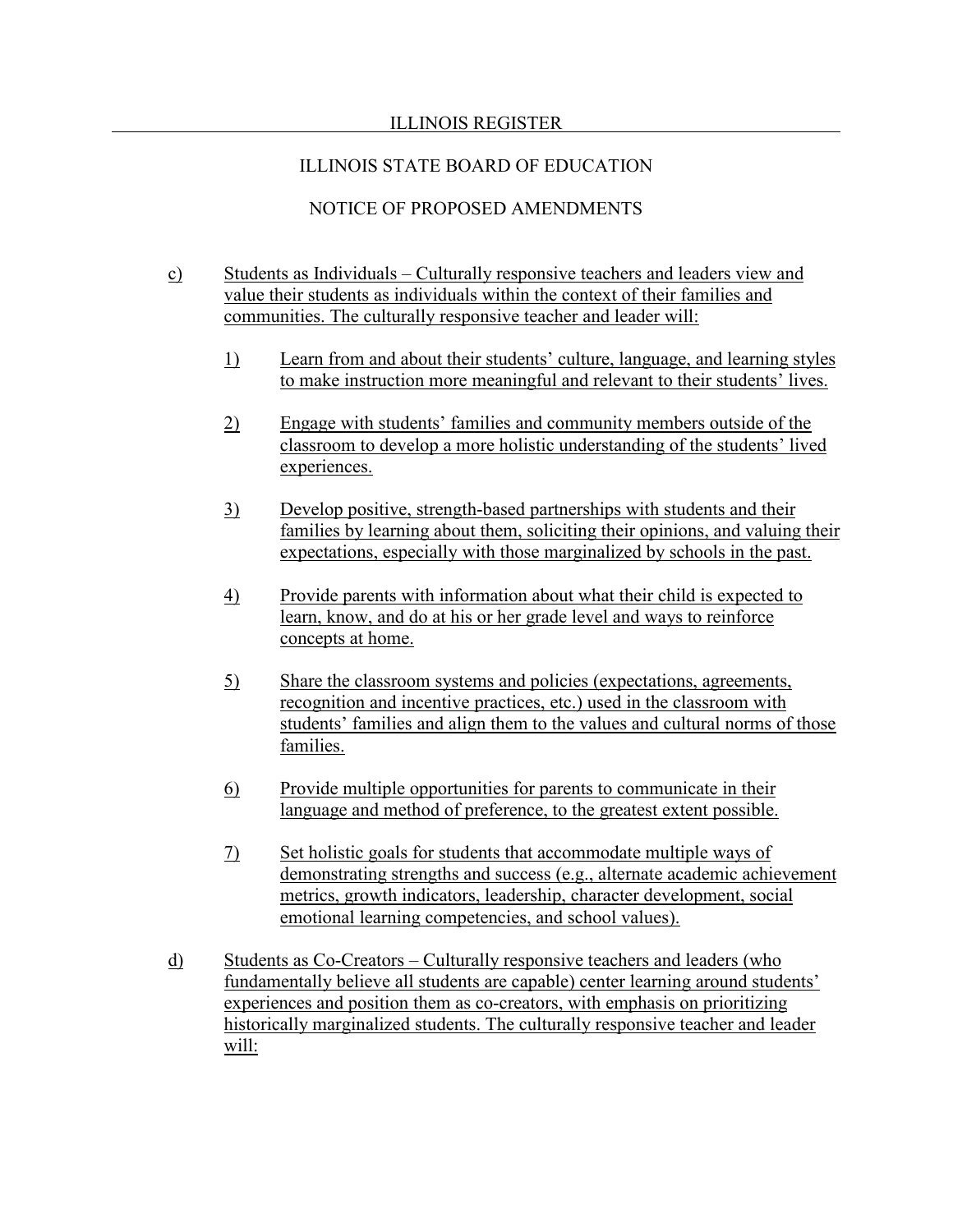c) Students as Individuals – Culturally responsive teachers and leaders view and value their students as individuals within the context of their families and communities. The culturally responsive teacher and leader will:

1) Learn from and about their students' culture, language, and learning styles to make instruction more meaningful and relevant to their students' lives.

2) Engage with students' families and community members outside of the classroom to develop a more holistic understanding of the students' lived experiences.

3) Develop positive, strength-based partnerships with students and their families by learning about them, soliciting their opinions, and valuing their expectations, especially with those marginalized by schools in the past.

4) Provide parents with information about what their child is expected to learn, know, and do at his or her grade level and ways to reinforce concepts at home.

5) Share the classroom systems and policies (expectations, agreements, recognition and incentive practices, etc.) used in the classroom with students' families and align them to the values and cultural norms of those families.

6) Provide multiple opportunities for parents to communicate in their language and method of preference, to the greatest extent possible.

7) Set holistic goals for students that accommodate multiple ways of demonstrating strengths and success (e.g., alternate academic achievement metrics, growth indicators, leadership, character development, social emotional learning competencies, and school values).

d) Students as Co-Creators – Culturally responsive teachers and leaders (who fundamentally believe all students are capable) center learning around students' experiences and position them as co-creators, with emphasis on prioritizing historically marginalized students. The culturally responsive teacher and leader will: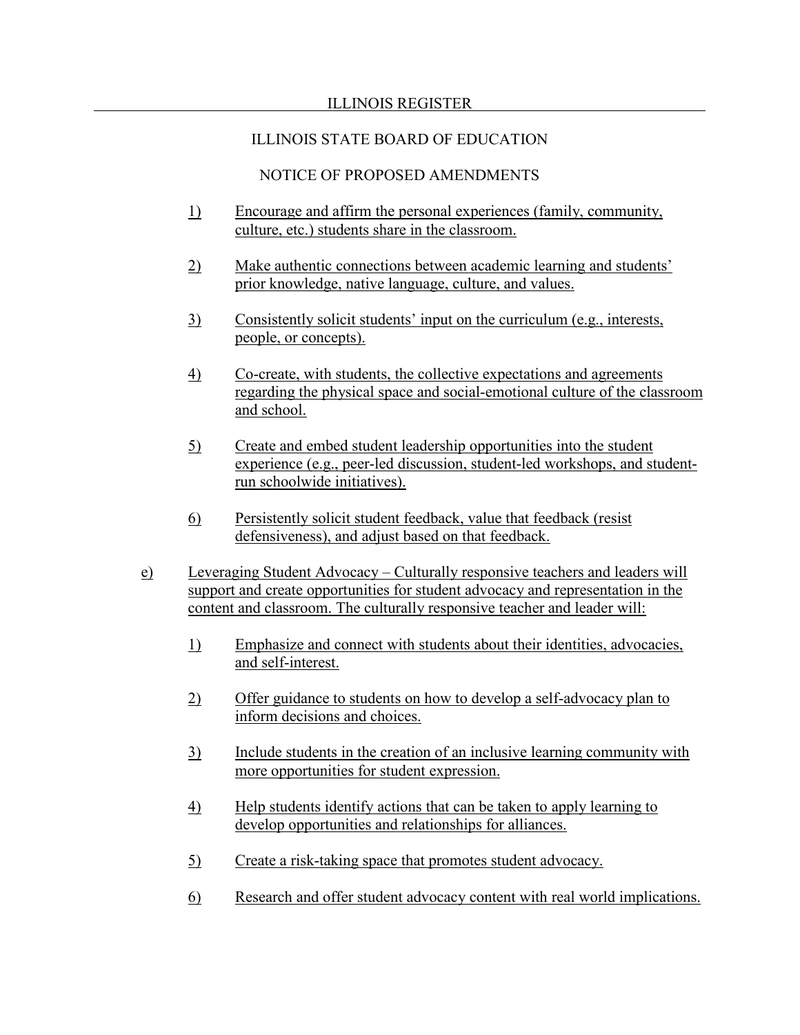1) Encourage and affirm the personal experiences (family, community, culture, etc.) students share in the classroom.

2) Make authentic connections between academic learning and students' prior knowledge, native language, culture, and values.

3) Consistently solicit students' input on the curriculum (e.g., interests, people, or concepts).

4) Co-create, with students, the collective expectations and agreements regarding the physical space and social-emotional culture of the classroom and school.

5) Create and embed student leadership opportunities into the student experience (e.g., peer-led discussion, student-led workshops, and student-run schoolwide initiatives).

6) Persistently solicit student feedback, value that feedback (resist defensiveness), and adjust based on that feedback.

e) Leveraging Student Advocacy – Culturally responsive teachers and leaders will support and create opportunities for student advocacy and representation in the content and classroom. The culturally responsive teacher and leader will:

1) Emphasize and connect with students about their identities, advocacies, and self-interest.

2) Offer guidance to students on how to develop a self-advocacy plan to inform decisions and choices.

3) Include students in the creation of an inclusive learning community with more opportunities for student expression.

4) Help students identify actions that can be taken to apply learning to develop opportunities and relationships for alliances.

5) Create a risk-taking space that promotes student advocacy.

6) Research and offer student advocacy content with real world implications.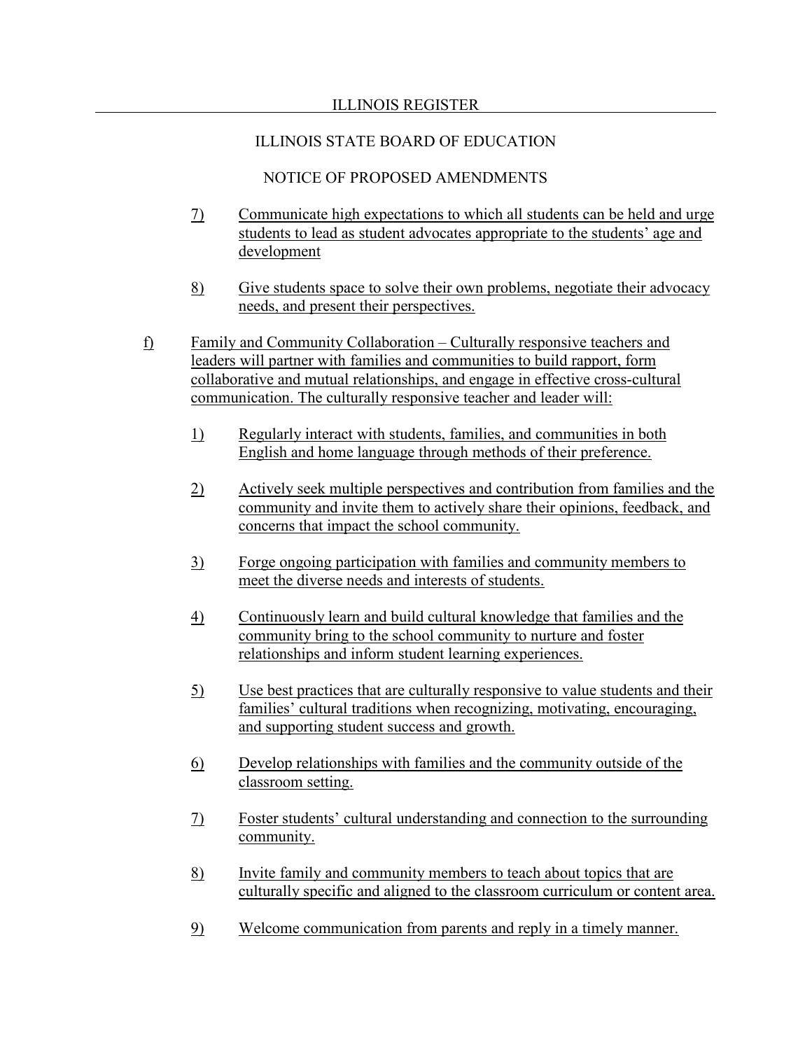7) Communicate high expectations to which all students can be held and urge students to lead as student advocates appropriate to the students' age and development

8) Give students space to solve their own problems, negotiate their advocacy needs, and present their perspectives.

f) Family and Community Collaboration – Culturally responsive teachers and leaders will partner with families and communities to build rapport, form collaborative and mutual relationships, and engage in effective cross-cultural communication. The culturally responsive teacher and leader will:

1) Regularly interact with students, families, and communities in both English and home language through methods of their preference.

2) Actively seek multiple perspectives and contribution from families and the community and invite them to actively share their opinions, feedback, and concerns that impact the school community.

3) Forge ongoing participation with families and community members to meet the diverse needs and interests of students.

4) Continuously learn and build cultural knowledge that families and the community bring to the school community to nurture and foster relationships and inform student learning experiences.

5) Use best practices that are culturally responsive to value students and their families' cultural traditions when recognizing, motivating, encouraging, and supporting student success and growth.

6) Develop relationships with families and the community outside of the classroom setting.

7) Foster students' cultural understanding and connection to the surrounding community.

8) Invite family and community members to teach about topics that are culturally specific and aligned to the classroom curriculum or content area.

9) Welcome communication from parents and reply in a timely manner.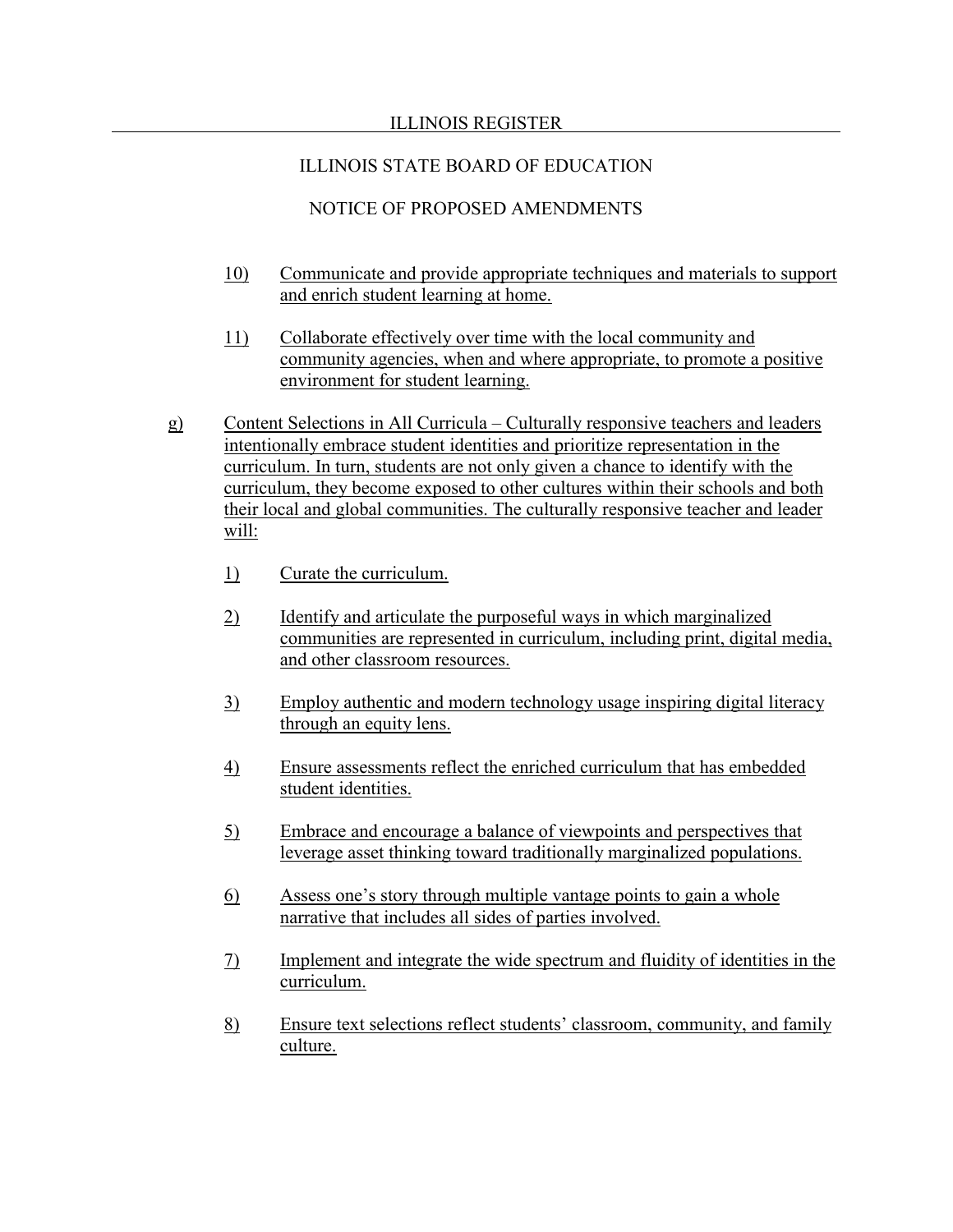10) Communicate and provide appropriate techniques and materials to support and enrich student learning at home.

11) Collaborate effectively over time with the local community and community agencies, when and where appropriate, to promote a positive environment for student learning.

g) Content Selections in All Curricula – Culturally responsive teachers and leaders intentionally embrace student identities and prioritize representation in the curriculum. In turn, students are not only given a chance to identify with the curriculum, they become exposed to other cultures within their schools and both their local and global communities. The culturally responsive teacher and leader will:

1) Curate the curriculum.

2) Identify and articulate the purposeful ways in which marginalized communities are represented in curriculum, including print, digital media, and other classroom resources.

3) Employ authentic and modern technology usage inspiring digital literacy through an equity lens.

4) Ensure assessments reflect the enriched curriculum that has embedded student identities.

5) Embrace and encourage a balance of viewpoints and perspectives that leverage asset thinking toward traditionally marginalized populations.

6) Assess one's story through multiple vantage points to gain a whole narrative that includes all sides of parties involved.

7) Implement and integrate the wide spectrum and fluidity of identities in the curriculum.

8) Ensure text selections reflect students' classroom, community, and family culture.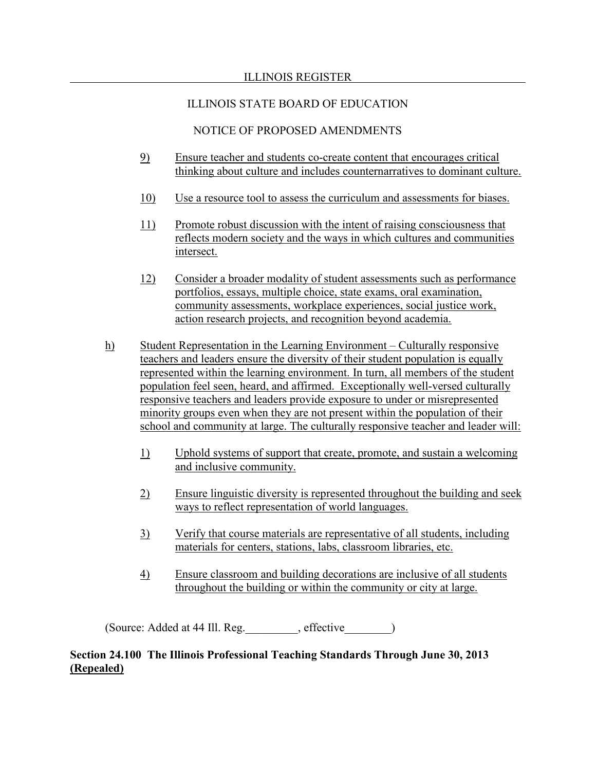9) Ensure teacher and students co-create content that encourages critical thinking about culture and includes counternarratives to dominant culture.

10) Use a resource tool to assess the curriculum and assessments for biases.

11) Promote robust discussion with the intent of raising consciousness that reflects modern society and the ways in which cultures and communities intersect.

12) Consider a broader modality of student assessments such as performance portfolios, essays, multiple choice, state exams, oral examination, community assessments, workplace experiences, social justice work, action research projects, and recognition beyond academia.

h) Student Representation in the Learning Environment – Culturally responsive teachers and leaders ensure the diversity of their student population is equally represented within the learning environment. In turn, all members of the student population feel seen, heard, and affirmed. Exceptionally well-versed culturally responsive teachers and leaders provide exposure to under or misrepresented minority groups even when they are not present within the population of their school and community at large. The culturally responsive teacher and leader will:

1) Uphold systems of support that create, promote, and sustain a welcoming and inclusive community.

2) Ensure linguistic diversity is represented throughout the building and seek ways to reflect representation of world languages.

3) Verify that course materials are representative of all students, including materials for centers, stations, labs, classroom libraries, etc.

4) Ensure classroom and building decorations are inclusive of all students throughout the building or within the community or city at large.

(Source: Added at 44 Ill. Reg.\_\_\_\_\_\_\_\_\_, effective\_\_\_\_\_\_\_\_)

**Section 24.100 The Illinois Professional Teaching Standards Through June 30, 2013 (Repealed)**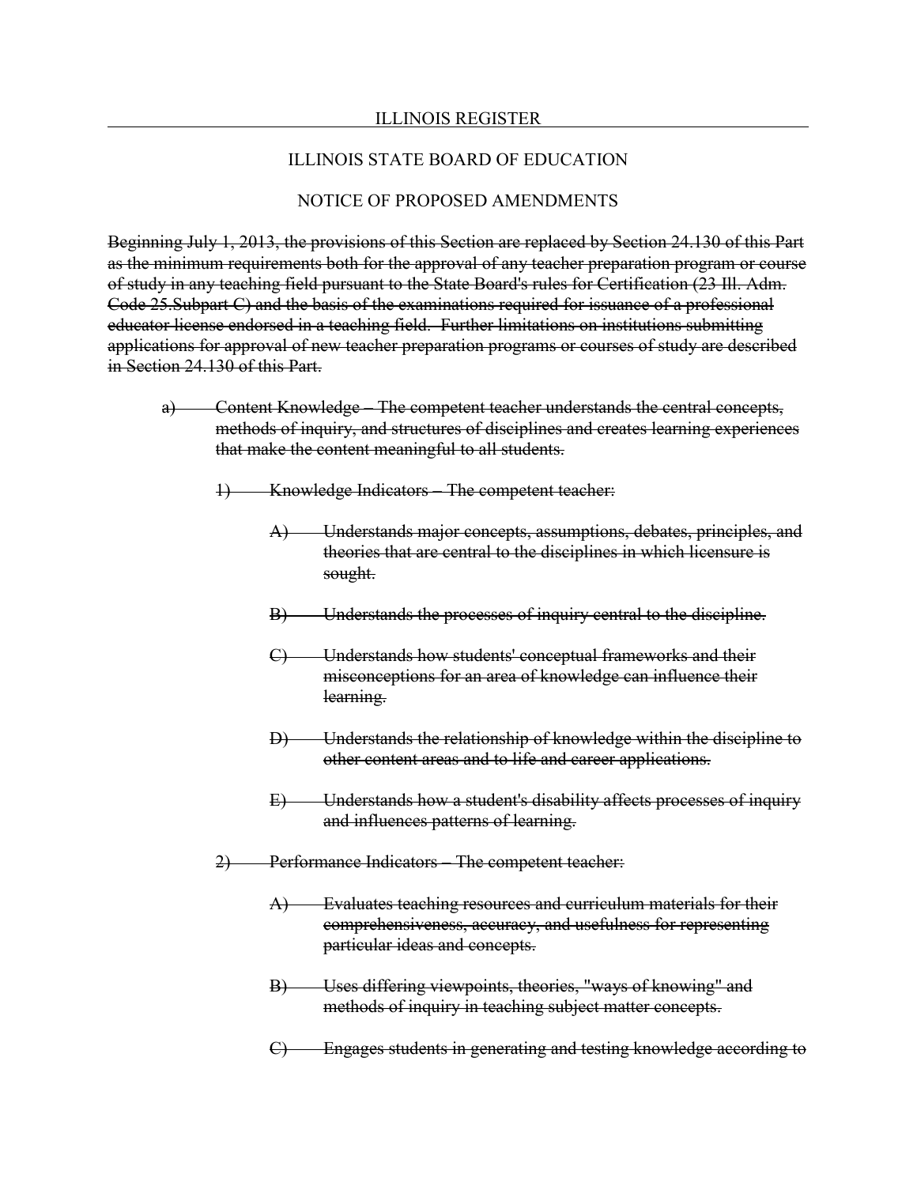ILLINOIS STATE BOARD OF EDUCATION

NOTICE OF PROPOSED AMENDMENTS

~~Beginning July 1, 2013, the provisions of this Section are replaced by Section 24.130 of this Part as the minimum requirements both for the approval of any teacher preparation program or course of study in any teaching field pursuant to the State Board's rules for Certification (23 Ill. Adm. Code 25.Subpart C) and the basis of the examinations required for issuance of a professional educator license endorsed in a teaching field. Further limitations on institutions submitting applications for approval of new teacher preparation programs or courses of study are described in Section 24.130 of this Part.~~

~~a) Content Knowledge – The competent teacher understands the central concepts, methods of inquiry, and structures of disciplines and creates learning experiences that make the content meaningful to all students.~~

~~1) Knowledge Indicators – The competent teacher:~~

~~A) Understands major concepts, assumptions, debates, principles, and theories that are central to the disciplines in which licensure is sought.~~

~~B) Understands the processes of inquiry central to the discipline.~~

~~C) Understands how students' conceptual frameworks and their misconceptions for an area of knowledge can influence their learning.~~

~~D) Understands the relationship of knowledge within the discipline to other content areas and to life and career applications.~~

~~E) Understands how a student's disability affects processes of inquiry and influences patterns of learning.~~

~~2) Performance Indicators – The competent teacher:~~

~~A) Evaluates teaching resources and curriculum materials for their comprehensiveness, accuracy, and usefulness for representing particular ideas and concepts.~~

~~B) Uses differing viewpoints, theories, "ways of knowing" and methods of inquiry in teaching subject matter concepts.~~

~~C) Engages students in generating and testing knowledge according to~~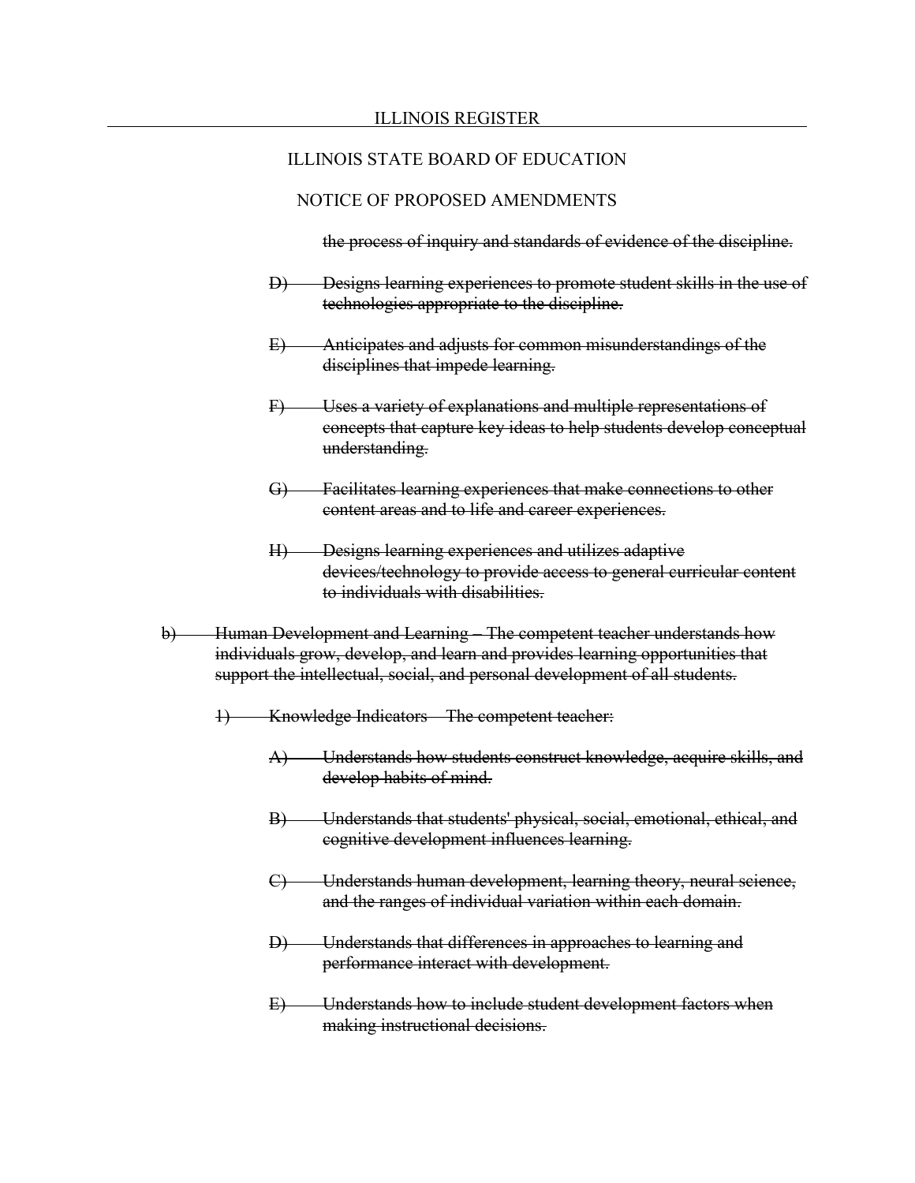the process of inquiry and standards of evidence of the discipline.

D) Designs learning experiences to promote student skills in the use of technologies appropriate to the discipline.

E) Anticipates and adjusts for common misunderstandings of the disciplines that impede learning.

F) Uses a variety of explanations and multiple representations of concepts that capture key ideas to help students develop conceptual understanding.

G) Facilitates learning experiences that make connections to other content areas and to life and career experiences.

H) Designs learning experiences and utilizes adaptive devices/technology to provide access to general curricular content to individuals with disabilities.

b) Human Development and Learning – The competent teacher understands how individuals grow, develop, and learn and provides learning opportunities that support the intellectual, social, and personal development of all students.

1) Knowledge Indicators – The competent teacher:

A) Understands how students construct knowledge, acquire skills, and develop habits of mind.

B) Understands that students' physical, social, emotional, ethical, and cognitive development influences learning.

C) Understands human development, learning theory, neural science, and the ranges of individual variation within each domain.

D) Understands that differences in approaches to learning and performance interact with development.

E) Understands how to include student development factors when making instructional decisions.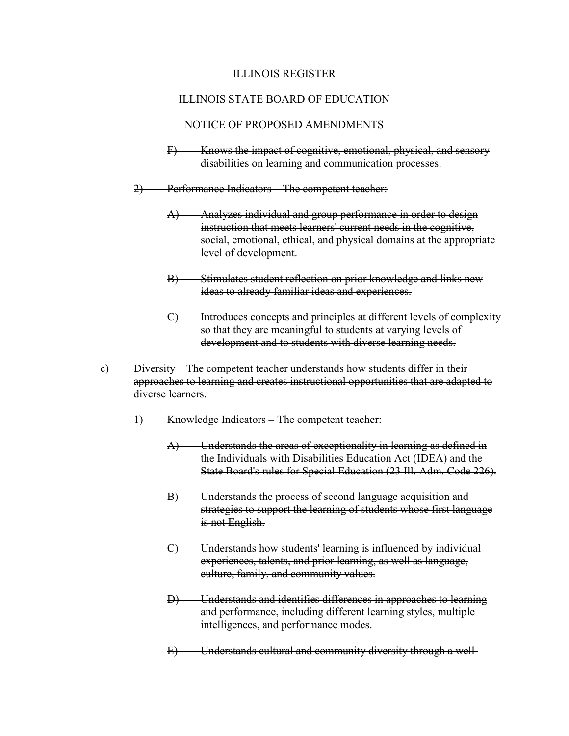ILLINOIS STATE BOARD OF EDUCATION

NOTICE OF PROPOSED AMENDMENTS

~~F) Knows the impact of cognitive, emotional, physical, and sensory disabilities on learning and communication processes.~~

~~2) Performance Indicators – The competent teacher:~~

~~A) Analyzes individual and group performance in order to design instruction that meets learners' current needs in the cognitive, social, emotional, ethical, and physical domains at the appropriate level of development.~~

~~B) Stimulates student reflection on prior knowledge and links new ideas to already familiar ideas and experiences.~~

~~C) Introduces concepts and principles at different levels of complexity so that they are meaningful to students at varying levels of development and to students with diverse learning needs.~~

~~c) Diversity – The competent teacher understands how students differ in their approaches to learning and creates instructional opportunities that are adapted to diverse learners.~~

~~1) Knowledge Indicators – The competent teacher:~~

~~A) Understands the areas of exceptionality in learning as defined in the Individuals with Disabilities Education Act (IDEA) and the State Board's rules for Special Education (23 Ill. Adm. Code 226).~~

~~B) Understands the process of second language acquisition and strategies to support the learning of students whose first language is not English.~~

~~C) Understands how students' learning is influenced by individual experiences, talents, and prior learning, as well as language, culture, family, and community values.~~

~~D) Understands and identifies differences in approaches to learning and performance, including different learning styles, multiple intelligences, and performance modes.~~

~~E) Understands cultural and community diversity through a well-~~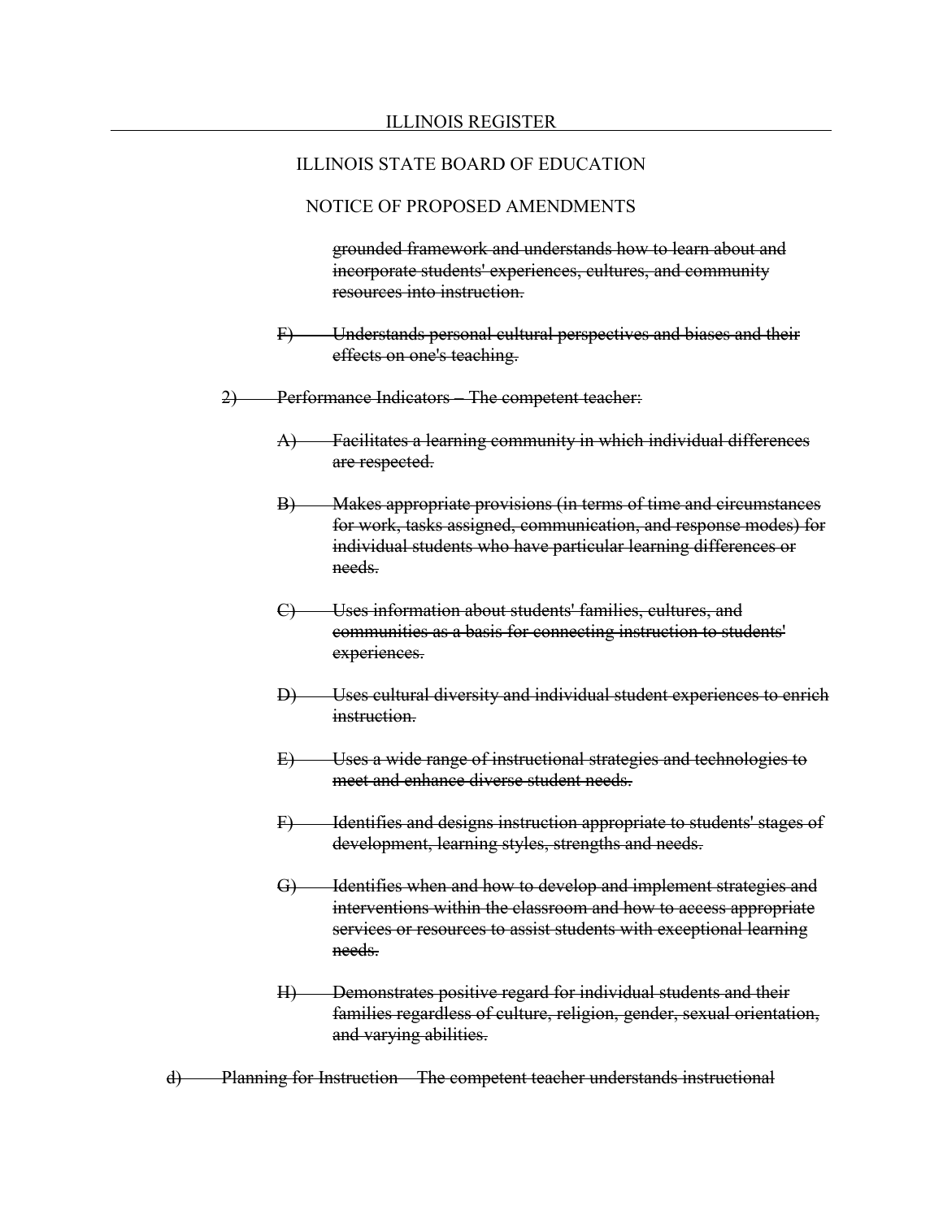ILLINOIS STATE BOARD OF EDUCATION

NOTICE OF PROPOSED AMENDMENTS

~~grounded framework and understands how to learn about and incorporate students' experiences, cultures, and community resources into instruction.~~

~~F) Understands personal cultural perspectives and biases and their effects on one's teaching.~~

~~2) Performance Indicators – The competent teacher:~~

~~A) Facilitates a learning community in which individual differences are respected.~~

~~B) Makes appropriate provisions (in terms of time and circumstances for work, tasks assigned, communication, and response modes) for individual students who have particular learning differences or needs.~~

~~C) Uses information about students' families, cultures, and communities as a basis for connecting instruction to students' experiences.~~

~~D) Uses cultural diversity and individual student experiences to enrich instruction.~~

~~E) Uses a wide range of instructional strategies and technologies to meet and enhance diverse student needs.~~

~~F) Identifies and designs instruction appropriate to students' stages of development, learning styles, strengths and needs.~~

~~G) Identifies when and how to develop and implement strategies and interventions within the classroom and how to access appropriate services or resources to assist students with exceptional learning needs.~~

~~H) Demonstrates positive regard for individual students and their families regardless of culture, religion, gender, sexual orientation, and varying abilities.~~

~~d) Planning for Instruction – The competent teacher understands instructional~~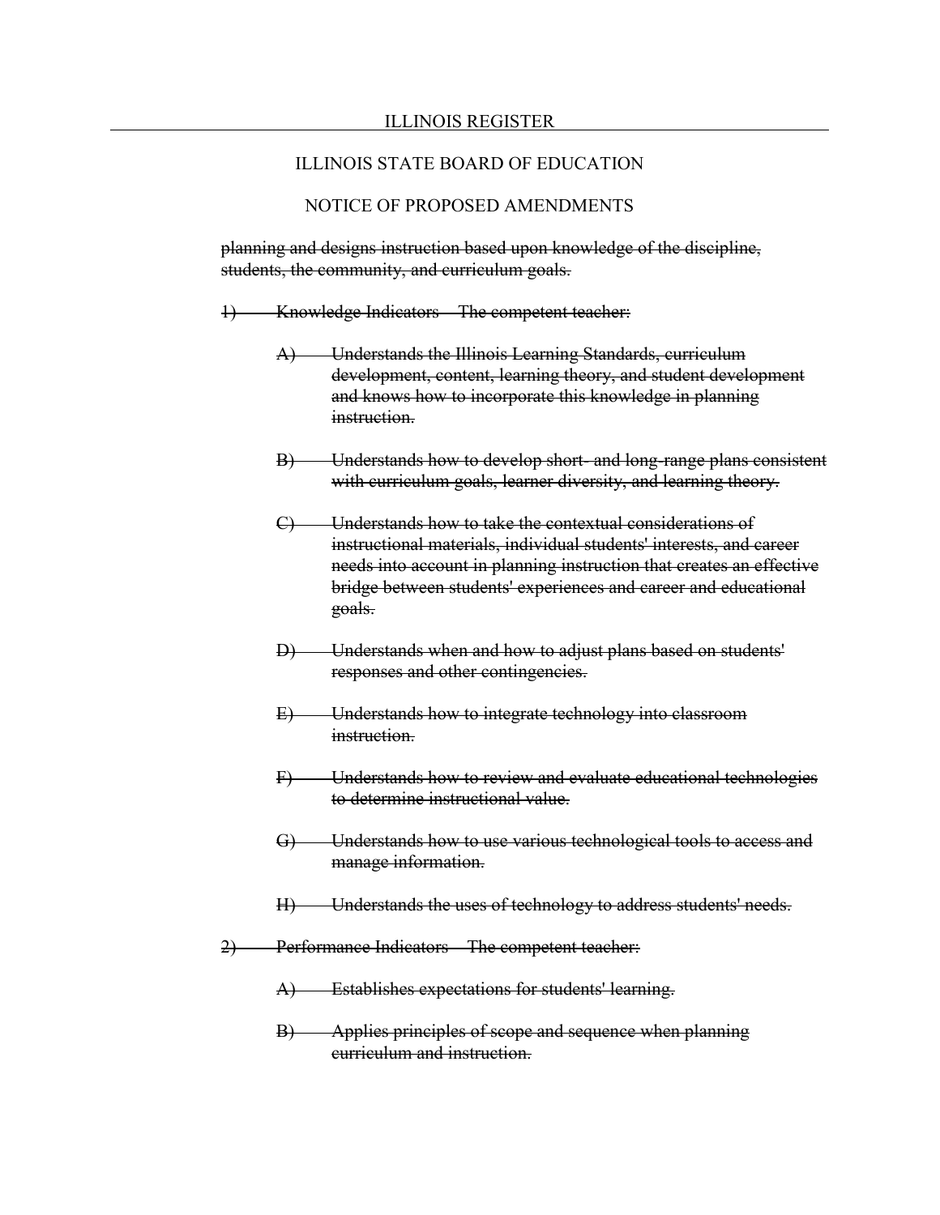~~planning and designs instruction based upon knowledge of the discipline, students, the community, and curriculum goals.~~

~~1) Knowledge Indicators – The competent teacher:~~

~~A) Understands the Illinois Learning Standards, curriculum development, content, learning theory, and student development and knows how to incorporate this knowledge in planning instruction.~~

~~B) Understands how to develop short- and long-range plans consistent with curriculum goals, learner diversity, and learning theory.~~

~~C) Understands how to take the contextual considerations of instructional materials, individual students' interests, and career needs into account in planning instruction that creates an effective bridge between students' experiences and career and educational goals.~~

~~D) Understands when and how to adjust plans based on students' responses and other contingencies.~~

~~E) Understands how to integrate technology into classroom instruction.~~

~~F) Understands how to review and evaluate educational technologies to determine instructional value.~~

~~G) Understands how to use various technological tools to access and manage information.~~

~~H) Understands the uses of technology to address students' needs.~~

~~2) Performance Indicators – The competent teacher:~~

~~A) Establishes expectations for students' learning.~~

~~B) Applies principles of scope and sequence when planning curriculum and instruction.~~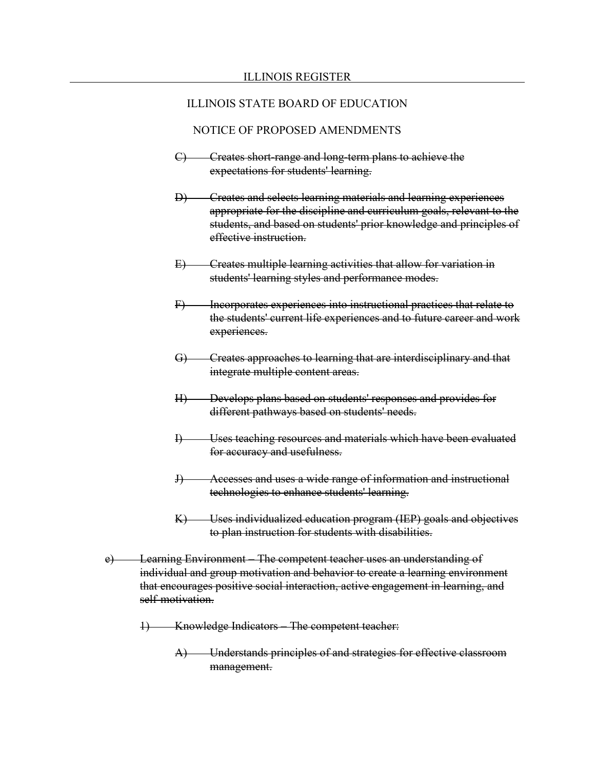ILLINOIS STATE BOARD OF EDUCATION

NOTICE OF PROPOSED AMENDMENTS

~~C) Creates short-range and long-term plans to achieve the expectations for students' learning.~~

~~D) Creates and selects learning materials and learning experiences appropriate for the discipline and curriculum goals, relevant to the students, and based on students' prior knowledge and principles of effective instruction.~~

~~E) Creates multiple learning activities that allow for variation in students' learning styles and performance modes.~~

~~F) Incorporates experiences into instructional practices that relate to the students' current life experiences and to future career and work experiences.~~

~~G) Creates approaches to learning that are interdisciplinary and that integrate multiple content areas.~~

~~H) Develops plans based on students' responses and provides for different pathways based on students' needs.~~

~~I) Uses teaching resources and materials which have been evaluated for accuracy and usefulness.~~

~~J) Accesses and uses a wide range of information and instructional technologies to enhance students' learning.~~

~~K) Uses individualized education program (IEP) goals and objectives to plan instruction for students with disabilities.~~

~~e) Learning Environment – The competent teacher uses an understanding of individual and group motivation and behavior to create a learning environment that encourages positive social interaction, active engagement in learning, and self-motivation.~~

~~1) Knowledge Indicators – The competent teacher:~~

~~A) Understands principles of and strategies for effective classroom management.~~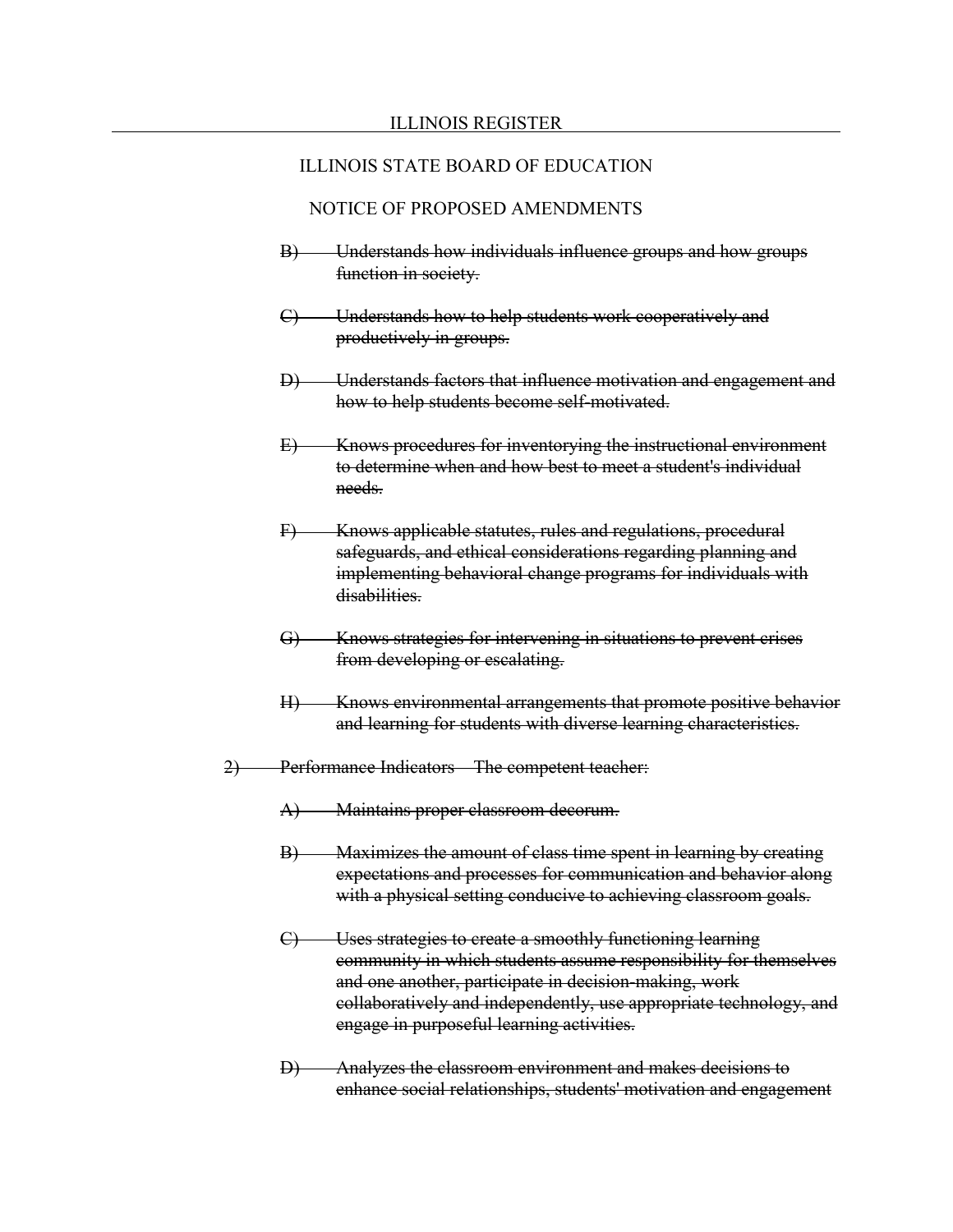ILLINOIS STATE BOARD OF EDUCATION

NOTICE OF PROPOSED AMENDMENTS

~~B) Understands how individuals influence groups and how groups function in society.~~

~~C) Understands how to help students work cooperatively and productively in groups.~~

~~D) Understands factors that influence motivation and engagement and how to help students become self-motivated.~~

~~E) Knows procedures for inventorying the instructional environment to determine when and how best to meet a student's individual needs.~~

~~F) Knows applicable statutes, rules and regulations, procedural safeguards, and ethical considerations regarding planning and implementing behavioral change programs for individuals with disabilities.~~

~~G) Knows strategies for intervening in situations to prevent crises from developing or escalating.~~

~~H) Knows environmental arrangements that promote positive behavior and learning for students with diverse learning characteristics.~~

~~2) Performance Indicators – The competent teacher:~~

~~A) Maintains proper classroom decorum.~~

~~B) Maximizes the amount of class time spent in learning by creating expectations and processes for communication and behavior along with a physical setting conducive to achieving classroom goals.~~

~~C) Uses strategies to create a smoothly functioning learning community in which students assume responsibility for themselves and one another, participate in decision-making, work collaboratively and independently, use appropriate technology, and engage in purposeful learning activities.~~

~~D) Analyzes the classroom environment and makes decisions to enhance social relationships, students' motivation and engagement~~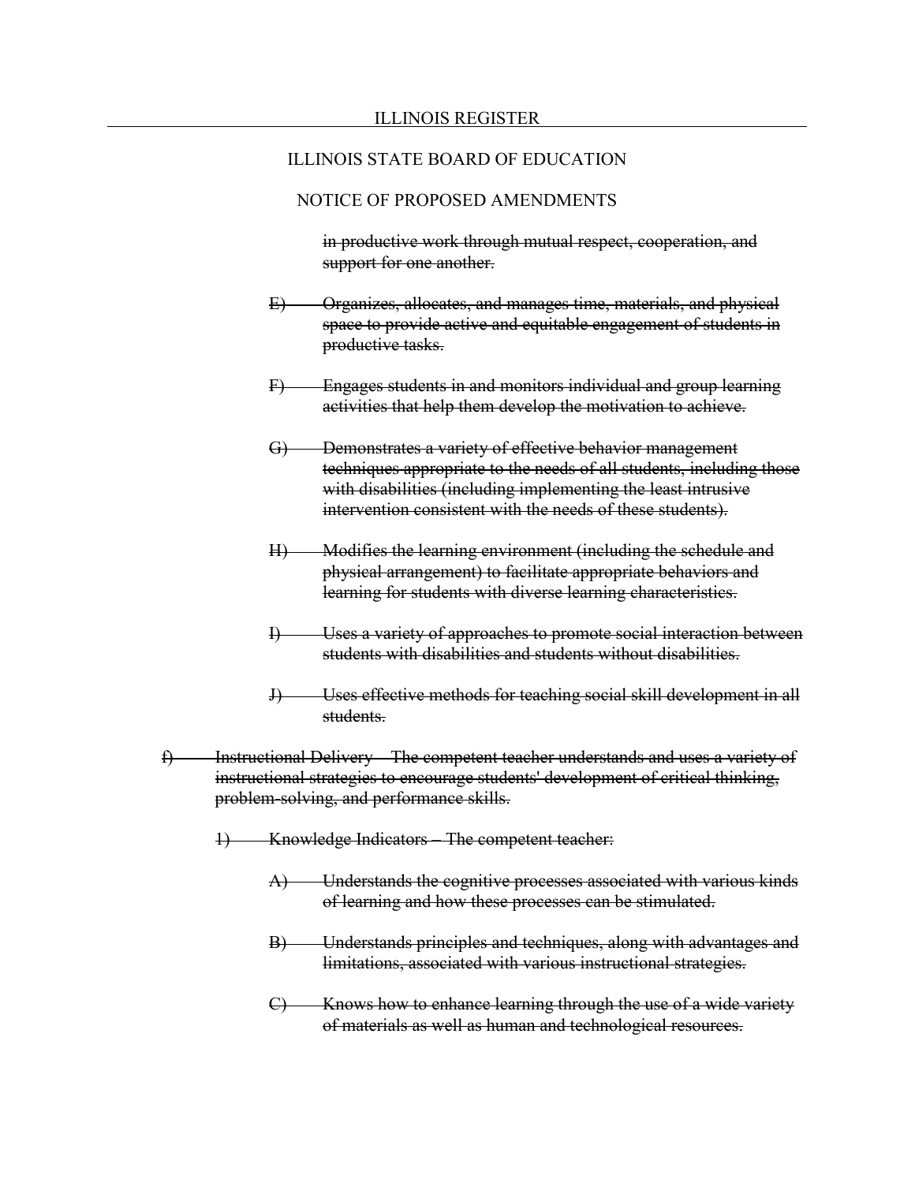ILLINOIS STATE BOARD OF EDUCATION

NOTICE OF PROPOSED AMENDMENTS

~~in productive work through mutual respect, cooperation, and support for one another.~~

~~E) Organizes, allocates, and manages time, materials, and physical space to provide active and equitable engagement of students in productive tasks.~~

~~F) Engages students in and monitors individual and group learning activities that help them develop the motivation to achieve.~~

~~G) Demonstrates a variety of effective behavior management techniques appropriate to the needs of all students, including those with disabilities (including implementing the least intrusive intervention consistent with the needs of these students).~~

~~H) Modifies the learning environment (including the schedule and physical arrangement) to facilitate appropriate behaviors and learning for students with diverse learning characteristics.~~

~~I) Uses a variety of approaches to promote social interaction between students with disabilities and students without disabilities.~~

~~J) Uses effective methods for teaching social skill development in all students.~~

~~f) Instructional Delivery – The competent teacher understands and uses a variety of instructional strategies to encourage students' development of critical thinking, problem-solving, and performance skills.~~

~~1) Knowledge Indicators – The competent teacher:~~

~~A) Understands the cognitive processes associated with various kinds of learning and how these processes can be stimulated.~~

~~B) Understands principles and techniques, along with advantages and limitations, associated with various instructional strategies.~~

~~C) Knows how to enhance learning through the use of a wide variety of materials as well as human and technological resources.~~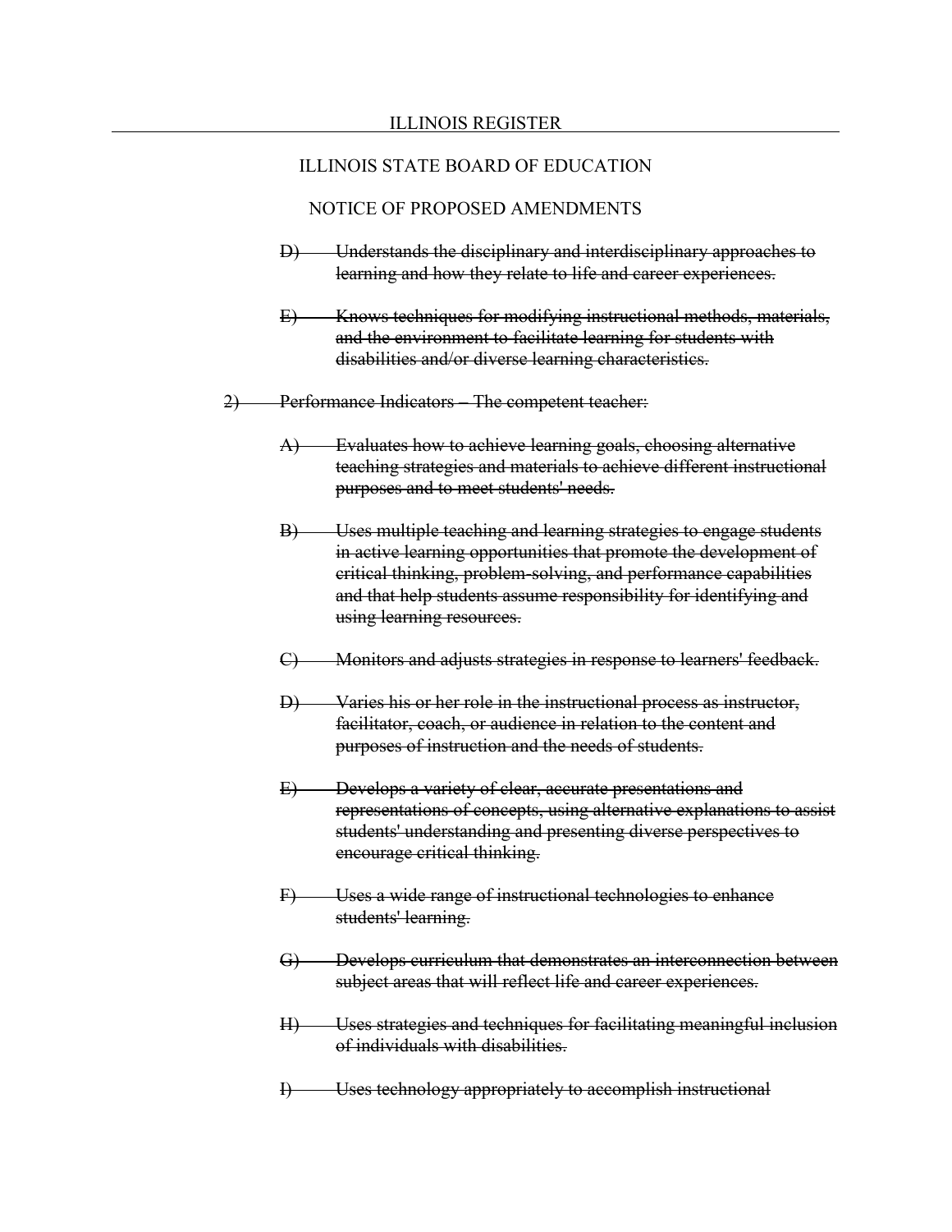ILLINOIS STATE BOARD OF EDUCATION

NOTICE OF PROPOSED AMENDMENTS

~~D) Understands the disciplinary and interdisciplinary approaches to learning and how they relate to life and career experiences.~~

~~E) Knows techniques for modifying instructional methods, materials, and the environment to facilitate learning for students with disabilities and/or diverse learning characteristics.~~

~~2) Performance Indicators – The competent teacher:~~

~~A) Evaluates how to achieve learning goals, choosing alternative teaching strategies and materials to achieve different instructional purposes and to meet students' needs.~~

~~B) Uses multiple teaching and learning strategies to engage students in active learning opportunities that promote the development of critical thinking, problem-solving, and performance capabilities and that help students assume responsibility for identifying and using learning resources.~~

~~C) Monitors and adjusts strategies in response to learners' feedback.~~

~~D) Varies his or her role in the instructional process as instructor, facilitator, coach, or audience in relation to the content and purposes of instruction and the needs of students.~~

~~E) Develops a variety of clear, accurate presentations and representations of concepts, using alternative explanations to assist students' understanding and presenting diverse perspectives to encourage critical thinking.~~

~~F) Uses a wide range of instructional technologies to enhance students' learning.~~

~~G) Develops curriculum that demonstrates an interconnection between subject areas that will reflect life and career experiences.~~

~~H) Uses strategies and techniques for facilitating meaningful inclusion of individuals with disabilities.~~

~~I) Uses technology appropriately to accomplish instructional~~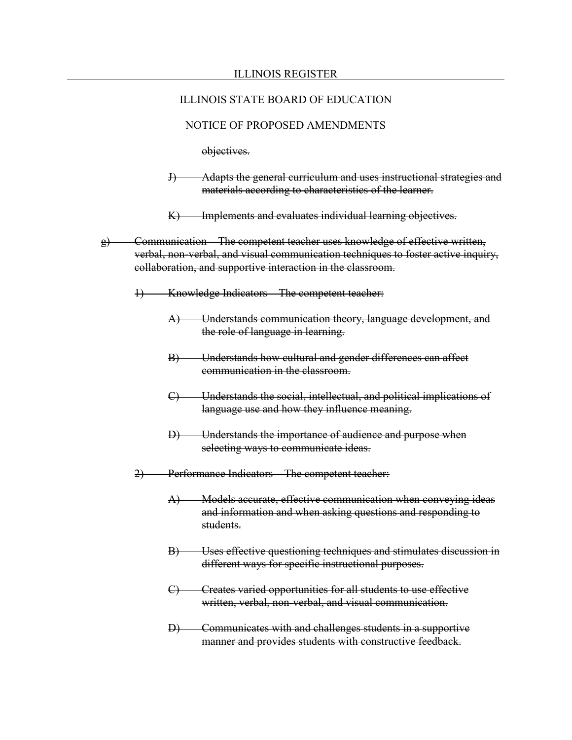~~objectives.~~

~~J) Adapts the general curriculum and uses instructional strategies and materials according to characteristics of the learner.~~

~~K) Implements and evaluates individual learning objectives.~~

~~g) Communication – The competent teacher uses knowledge of effective written, verbal, non-verbal, and visual communication techniques to foster active inquiry, collaboration, and supportive interaction in the classroom.~~

~~1) Knowledge Indicators – The competent teacher:~~

~~A) Understands communication theory, language development, and the role of language in learning.~~

~~B) Understands how cultural and gender differences can affect communication in the classroom.~~

~~C) Understands the social, intellectual, and political implications of language use and how they influence meaning.~~

~~D) Understands the importance of audience and purpose when selecting ways to communicate ideas.~~

~~2) Performance Indicators – The competent teacher:~~

~~A) Models accurate, effective communication when conveying ideas and information and when asking questions and responding to students.~~

~~B) Uses effective questioning techniques and stimulates discussion in different ways for specific instructional purposes.~~

~~C) Creates varied opportunities for all students to use effective written, verbal, non-verbal, and visual communication.~~

~~D) Communicates with and challenges students in a supportive manner and provides students with constructive feedback.~~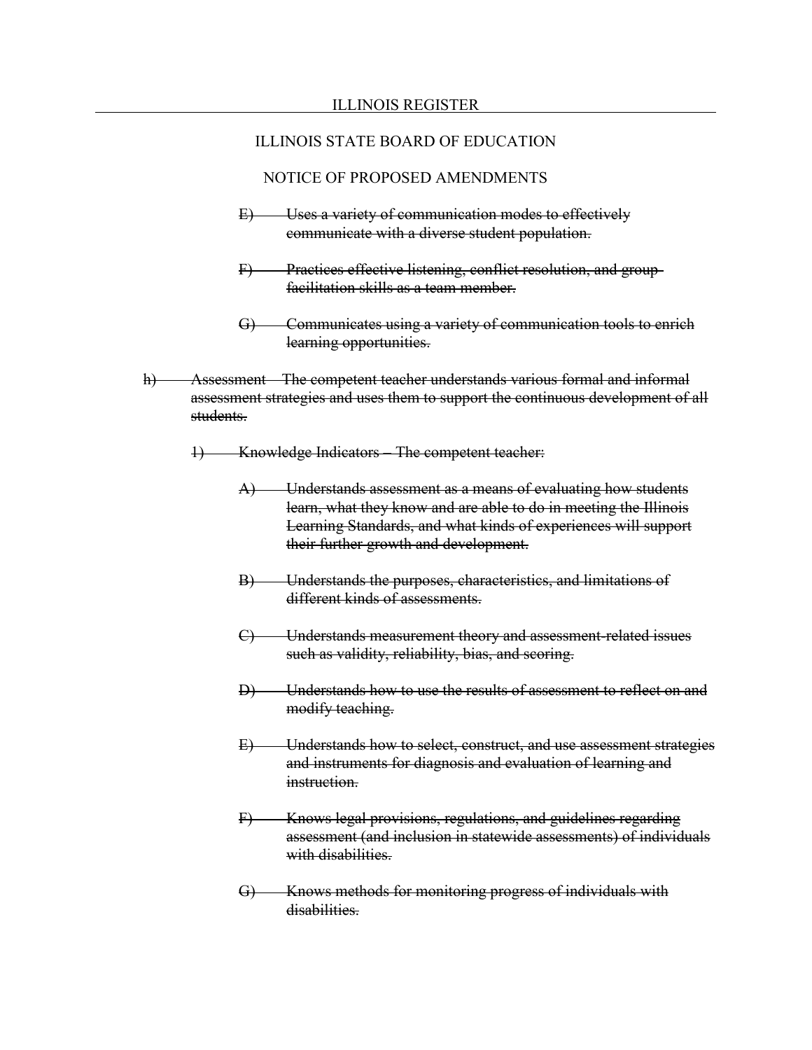ILLINOIS STATE BOARD OF EDUCATION

NOTICE OF PROPOSED AMENDMENTS

~~E) Uses a variety of communication modes to effectively communicate with a diverse student population.~~

~~F) Practices effective listening, conflict resolution, and group facilitation skills as a team member.~~

~~G) Communicates using a variety of communication tools to enrich learning opportunities.~~

~~h) Assessment – The competent teacher understands various formal and informal assessment strategies and uses them to support the continuous development of all students.~~

~~1) Knowledge Indicators – The competent teacher:~~

~~A) Understands assessment as a means of evaluating how students learn, what they know and are able to do in meeting the Illinois Learning Standards, and what kinds of experiences will support their further growth and development.~~

~~B) Understands the purposes, characteristics, and limitations of different kinds of assessments.~~

~~C) Understands measurement theory and assessment-related issues such as validity, reliability, bias, and scoring.~~

~~D) Understands how to use the results of assessment to reflect on and modify teaching.~~

~~E) Understands how to select, construct, and use assessment strategies and instruments for diagnosis and evaluation of learning and instruction.~~

~~F) Knows legal provisions, regulations, and guidelines regarding assessment (and inclusion in statewide assessments) of individuals with disabilities.~~

~~G) Knows methods for monitoring progress of individuals with disabilities.~~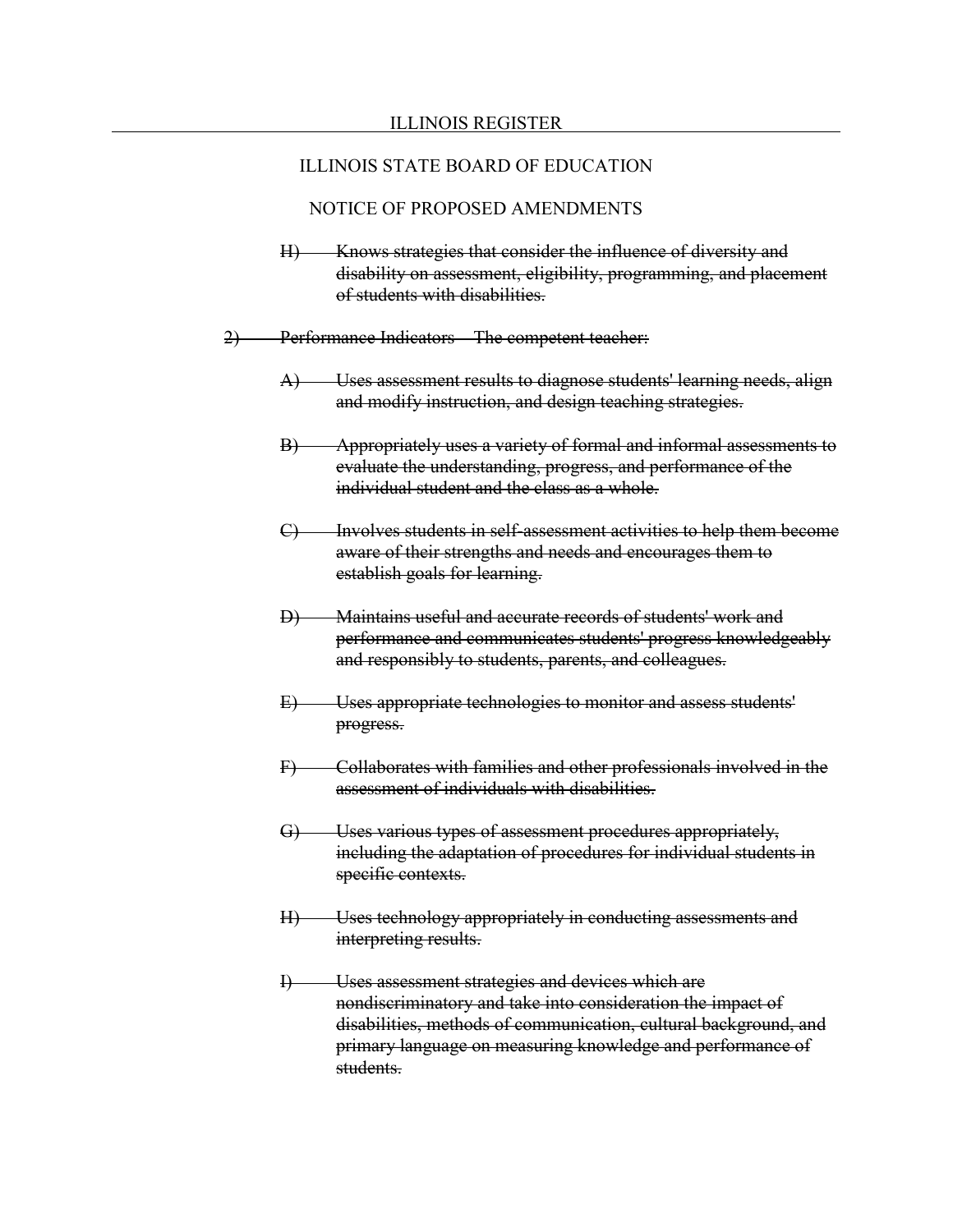ILLINOIS STATE BOARD OF EDUCATION

NOTICE OF PROPOSED AMENDMENTS

~~H) Knows strategies that consider the influence of diversity and disability on assessment, eligibility, programming, and placement of students with disabilities.~~

~~2) Performance Indicators – The competent teacher:~~

~~A) Uses assessment results to diagnose students' learning needs, align and modify instruction, and design teaching strategies.~~

~~B) Appropriately uses a variety of formal and informal assessments to evaluate the understanding, progress, and performance of the individual student and the class as a whole.~~

~~C) Involves students in self-assessment activities to help them become aware of their strengths and needs and encourages them to establish goals for learning.~~

~~D) Maintains useful and accurate records of students' work and performance and communicates students' progress knowledgeably and responsibly to students, parents, and colleagues.~~

~~E) Uses appropriate technologies to monitor and assess students' progress.~~

~~F) Collaborates with families and other professionals involved in the assessment of individuals with disabilities.~~

~~G) Uses various types of assessment procedures appropriately, including the adaptation of procedures for individual students in specific contexts.~~

~~H) Uses technology appropriately in conducting assessments and interpreting results.~~

~~I) Uses assessment strategies and devices which are nondiscriminatory and take into consideration the impact of disabilities, methods of communication, cultural background, and primary language on measuring knowledge and performance of students.~~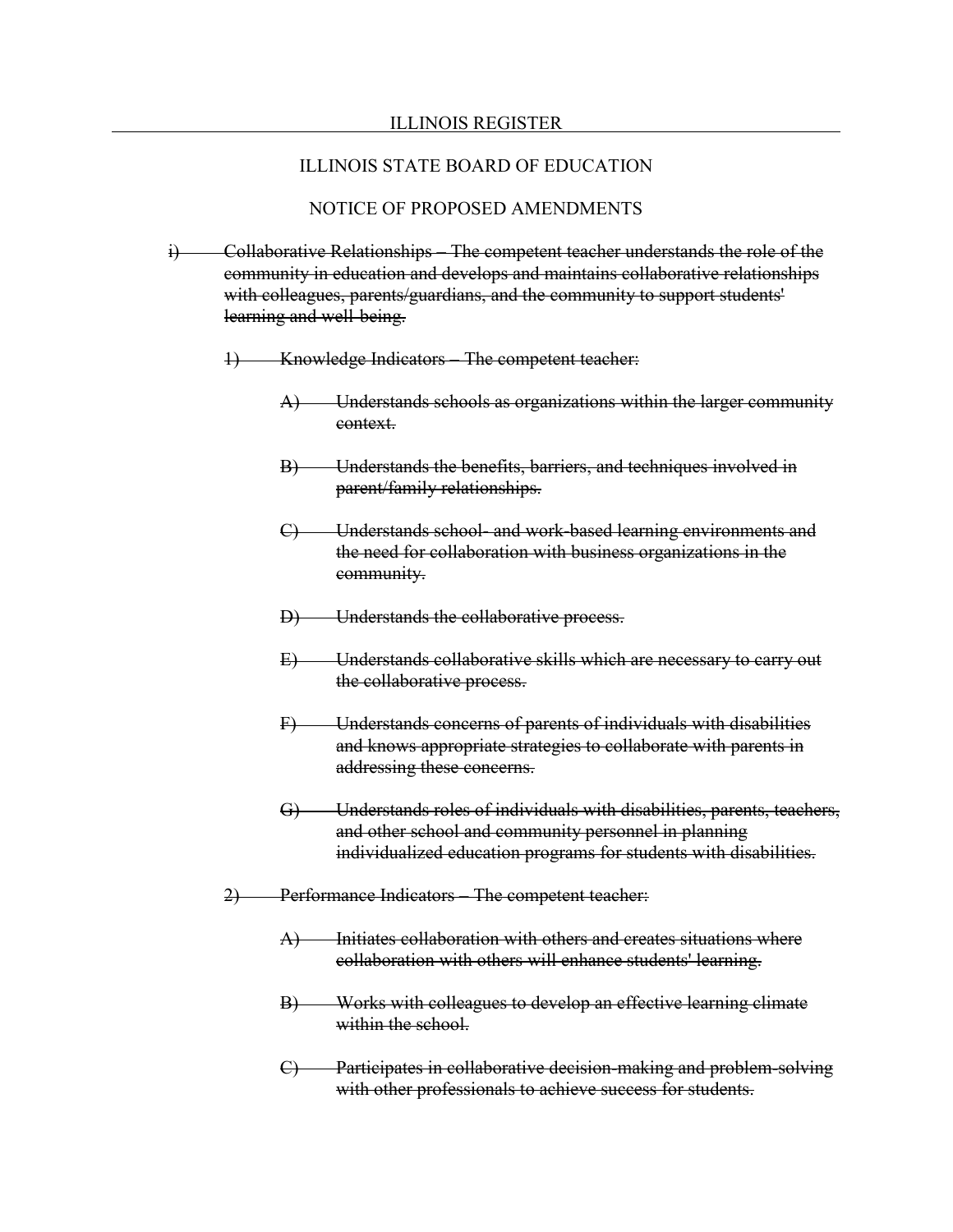ILLINOIS STATE BOARD OF EDUCATION

NOTICE OF PROPOSED AMENDMENTS

~~i) Collaborative Relationships – The competent teacher understands the role of the community in education and develops and maintains collaborative relationships with colleagues, parents/guardians, and the community to support students' learning and well-being.~~

~~1) Knowledge Indicators – The competent teacher:~~

~~A) Understands schools as organizations within the larger community context.~~

~~B) Understands the benefits, barriers, and techniques involved in parent/family relationships.~~

~~C) Understands school- and work-based learning environments and the need for collaboration with business organizations in the community.~~

~~D) Understands the collaborative process.~~

~~E) Understands collaborative skills which are necessary to carry out the collaborative process.~~

~~F) Understands concerns of parents of individuals with disabilities and knows appropriate strategies to collaborate with parents in addressing these concerns.~~

~~G) Understands roles of individuals with disabilities, parents, teachers, and other school and community personnel in planning individualized education programs for students with disabilities.~~

~~2) Performance Indicators – The competent teacher:~~

~~A) Initiates collaboration with others and creates situations where collaboration with others will enhance students' learning.~~

~~B) Works with colleagues to develop an effective learning climate within the school.~~

~~C) Participates in collaborative decision-making and problem-solving with other professionals to achieve success for students.~~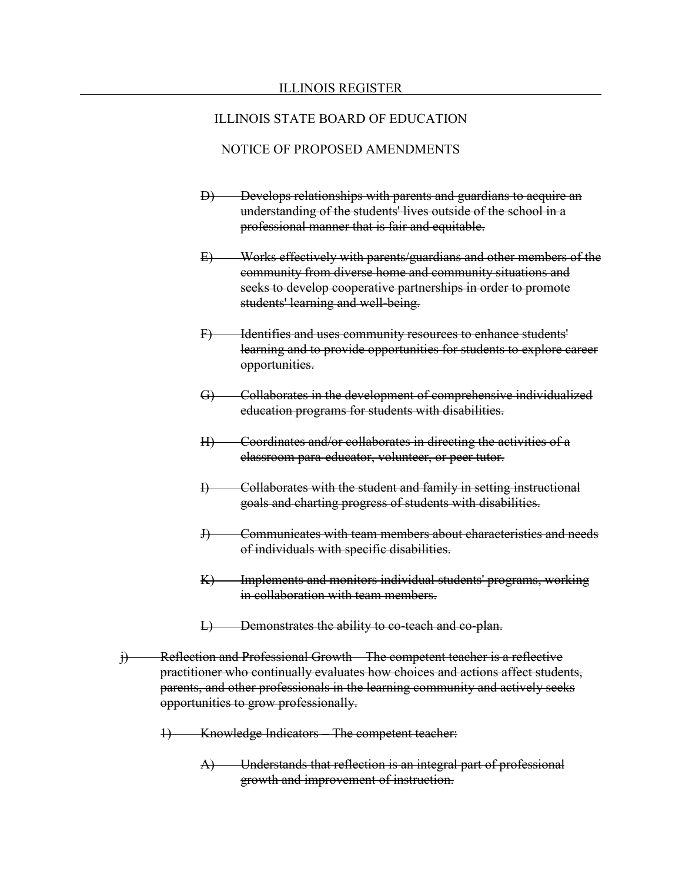~~D) Develops relationships with parents and guardians to acquire an understanding of the students' lives outside of the school in a professional manner that is fair and equitable.~~

~~E) Works effectively with parents/guardians and other members of the community from diverse home and community situations and seeks to develop cooperative partnerships in order to promote students' learning and well-being.~~

~~F) Identifies and uses community resources to enhance students' learning and to provide opportunities for students to explore career opportunities.~~

~~G) Collaborates in the development of comprehensive individualized education programs for students with disabilities.~~

~~H) Coordinates and/or collaborates in directing the activities of a classroom para-educator, volunteer, or peer tutor.~~

~~I) Collaborates with the student and family in setting instructional goals and charting progress of students with disabilities.~~

~~J) Communicates with team members about characteristics and needs of individuals with specific disabilities.~~

~~K) Implements and monitors individual students' programs, working in collaboration with team members.~~

~~L) Demonstrates the ability to co-teach and co-plan.~~

~~j) Reflection and Professional Growth – The competent teacher is a reflective practitioner who continually evaluates how choices and actions affect students, parents, and other professionals in the learning community and actively seeks opportunities to grow professionally.~~

~~1) Knowledge Indicators – The competent teacher:~~

~~A) Understands that reflection is an integral part of professional growth and improvement of instruction.~~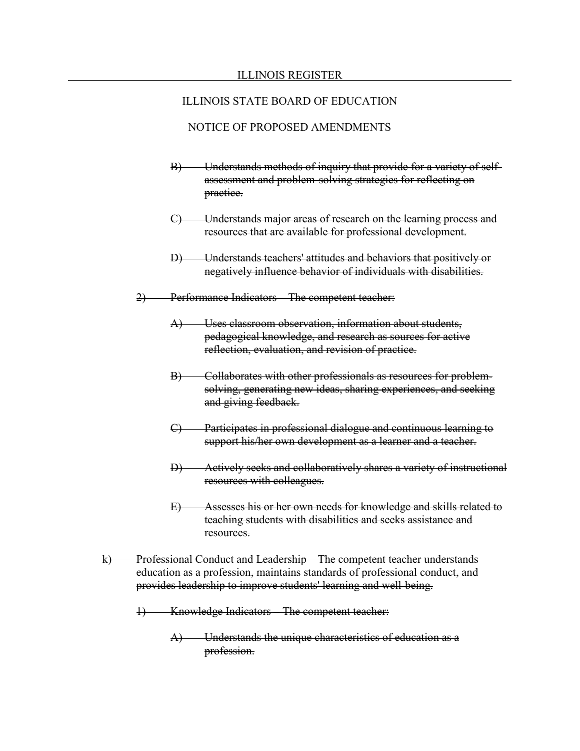~~B) Understands methods of inquiry that provide for a variety of self-assessment and problem-solving strategies for reflecting on practice.~~

~~C) Understands major areas of research on the learning process and resources that are available for professional development.~~

~~D) Understands teachers' attitudes and behaviors that positively or negatively influence behavior of individuals with disabilities.~~

~~2) Performance Indicators – The competent teacher:~~

~~A) Uses classroom observation, information about students, pedagogical knowledge, and research as sources for active reflection, evaluation, and revision of practice.~~

~~B) Collaborates with other professionals as resources for problem-solving, generating new ideas, sharing experiences, and seeking and giving feedback.~~

~~C) Participates in professional dialogue and continuous learning to support his/her own development as a learner and a teacher.~~

~~D) Actively seeks and collaboratively shares a variety of instructional resources with colleagues.~~

~~E) Assesses his or her own needs for knowledge and skills related to teaching students with disabilities and seeks assistance and resources.~~

~~k) Professional Conduct and Leadership – The competent teacher understands education as a profession, maintains standards of professional conduct, and provides leadership to improve students' learning and well-being.~~

~~1) Knowledge Indicators – The competent teacher:~~

~~A) Understands the unique characteristics of education as a profession.~~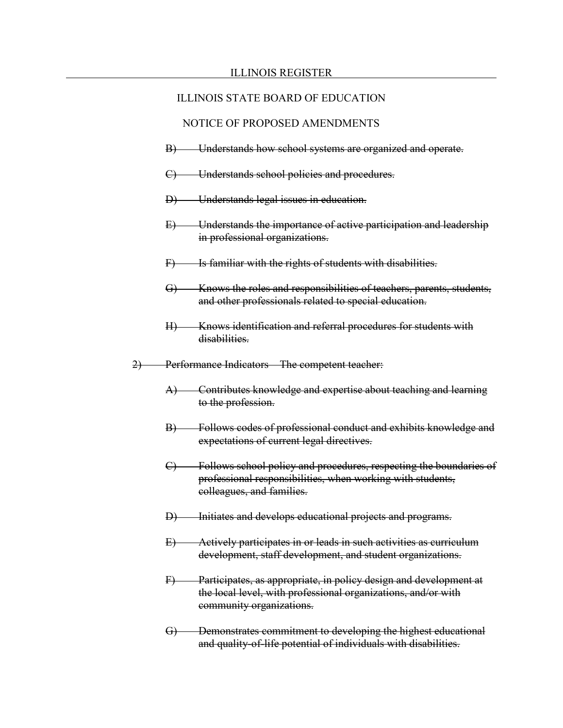ILLINOIS STATE BOARD OF EDUCATION

NOTICE OF PROPOSED AMENDMENTS

~~B) Understands how school systems are organized and operate.~~

~~C) Understands school policies and procedures.~~

~~D) Understands legal issues in education.~~

~~E) Understands the importance of active participation and leadership in professional organizations.~~

~~F) Is familiar with the rights of students with disabilities.~~

~~G) Knows the roles and responsibilities of teachers, parents, students, and other professionals related to special education.~~

~~H) Knows identification and referral procedures for students with disabilities.~~

~~2) Performance Indicators – The competent teacher:~~

~~A) Contributes knowledge and expertise about teaching and learning to the profession.~~

~~B) Follows codes of professional conduct and exhibits knowledge and expectations of current legal directives.~~

~~C) Follows school policy and procedures, respecting the boundaries of professional responsibilities, when working with students, colleagues, and families.~~

~~D) Initiates and develops educational projects and programs.~~

~~E) Actively participates in or leads in such activities as curriculum development, staff development, and student organizations.~~

~~F) Participates, as appropriate, in policy design and development at the local level, with professional organizations, and/or with community organizations.~~

~~G) Demonstrates commitment to developing the highest educational and quality-of-life potential of individuals with disabilities.~~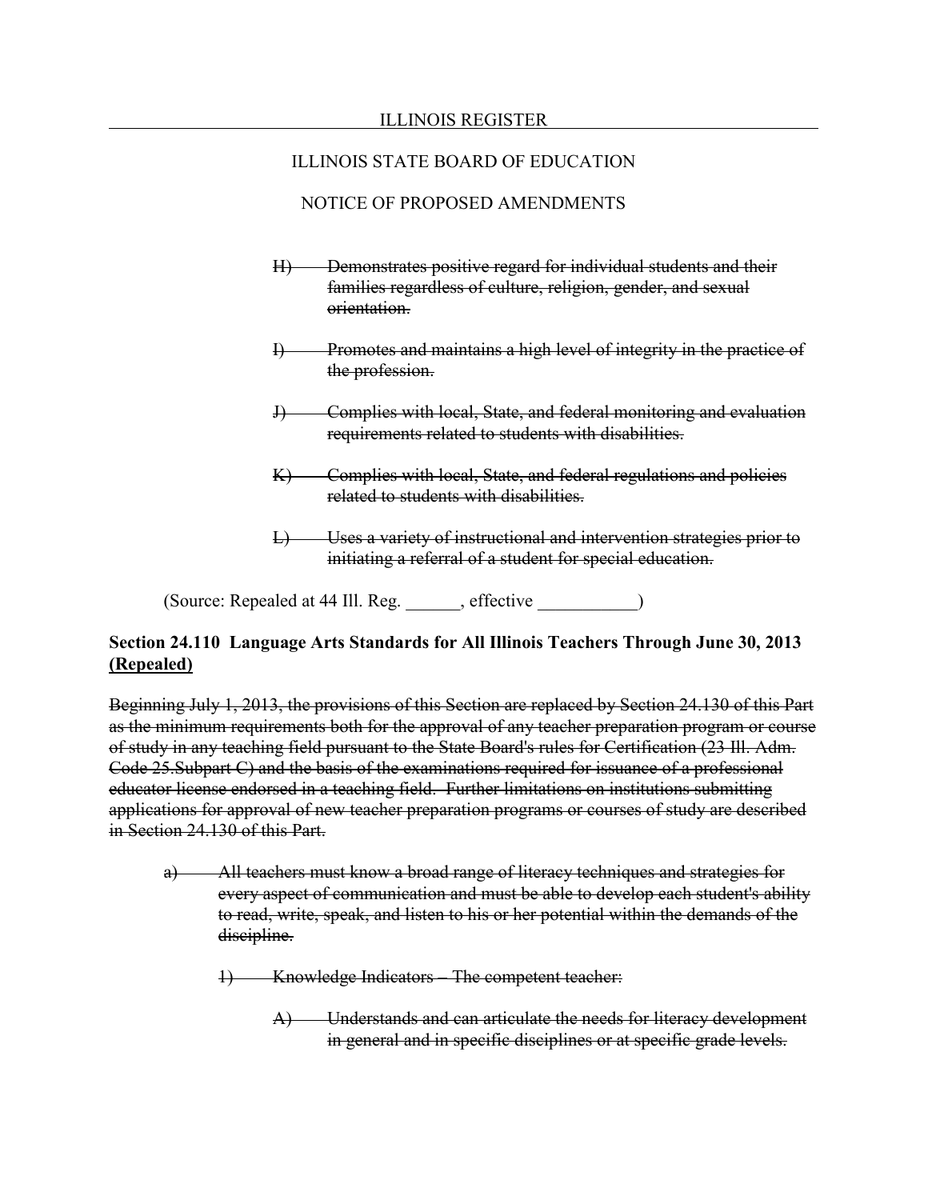H) ~~Demonstrates positive regard for individual students and their families regardless of culture, religion, gender, and sexual orientation.~~

I) ~~Promotes and maintains a high level of integrity in the practice of the profession.~~

J) ~~Complies with local, State, and federal monitoring and evaluation requirements related to students with disabilities.~~

K) ~~Complies with local, State, and federal regulations and policies related to students with disabilities.~~

L) ~~Uses a variety of instructional and intervention strategies prior to initiating a referral of a student for special education.~~

(Source: Repealed at 44 Ill. Reg. ______, effective ___________)

**Section 24.110 Language Arts Standards for All Illinois Teachers Through June 30, 2013 <u>(Repealed)</u>**

~~Beginning July 1, 2013, the provisions of this Section are replaced by Section 24.130 of this Part as the minimum requirements both for the approval of any teacher preparation program or course of study in any teaching field pursuant to the State Board's rules for Certification (23 Ill. Adm. Code 25.Subpart C) and the basis of the examinations required for issuance of a professional educator license endorsed in a teaching field. Further limitations on institutions submitting applications for approval of new teacher preparation programs or courses of study are described in Section 24.130 of this Part.~~

a) ~~All teachers must know a broad range of literacy techniques and strategies for every aspect of communication and must be able to develop each student's ability to read, write, speak, and listen to his or her potential within the demands of the discipline.~~

1) ~~Knowledge Indicators – The competent teacher:~~

A) ~~Understands and can articulate the needs for literacy development in general and in specific disciplines or at specific grade levels.~~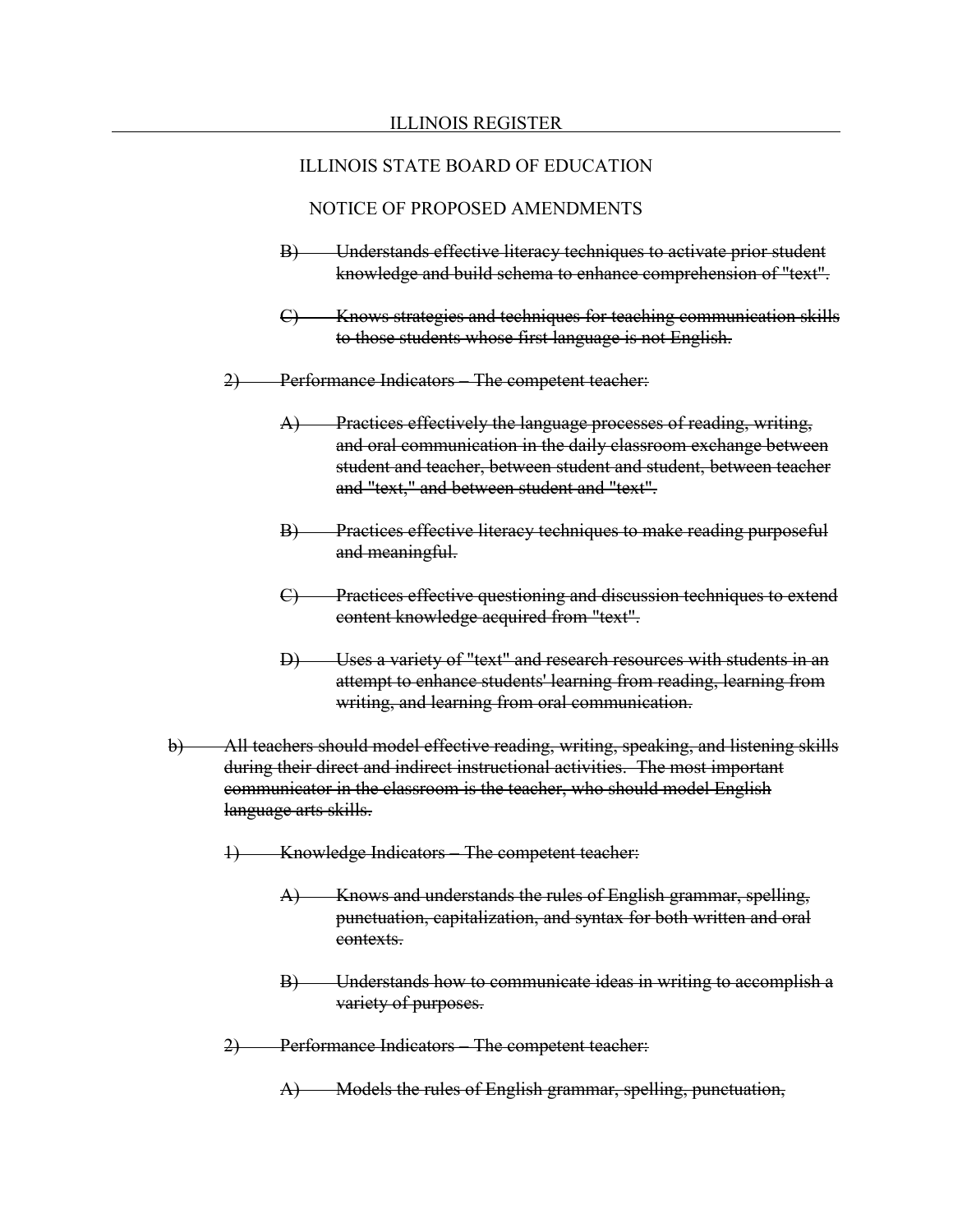ILLINOIS STATE BOARD OF EDUCATION

NOTICE OF PROPOSED AMENDMENTS

~~B) Understands effective literacy techniques to activate prior student knowledge and build schema to enhance comprehension of "text".~~

~~C) Knows strategies and techniques for teaching communication skills to those students whose first language is not English.~~

~~2) Performance Indicators – The competent teacher:~~

~~A) Practices effectively the language processes of reading, writing, and oral communication in the daily classroom exchange between student and teacher, between student and student, between teacher and "text," and between student and "text".~~

~~B) Practices effective literacy techniques to make reading purposeful and meaningful.~~

~~C) Practices effective questioning and discussion techniques to extend content knowledge acquired from "text".~~

~~D) Uses a variety of "text" and research resources with students in an attempt to enhance students' learning from reading, learning from writing, and learning from oral communication.~~

~~b) All teachers should model effective reading, writing, speaking, and listening skills during their direct and indirect instructional activities. The most important communicator in the classroom is the teacher, who should model English language arts skills.~~

~~1) Knowledge Indicators – The competent teacher:~~

~~A) Knows and understands the rules of English grammar, spelling, punctuation, capitalization, and syntax for both written and oral contexts.~~

~~B) Understands how to communicate ideas in writing to accomplish a variety of purposes.~~

~~2) Performance Indicators – The competent teacher:~~

~~A) Models the rules of English grammar, spelling, punctuation,~~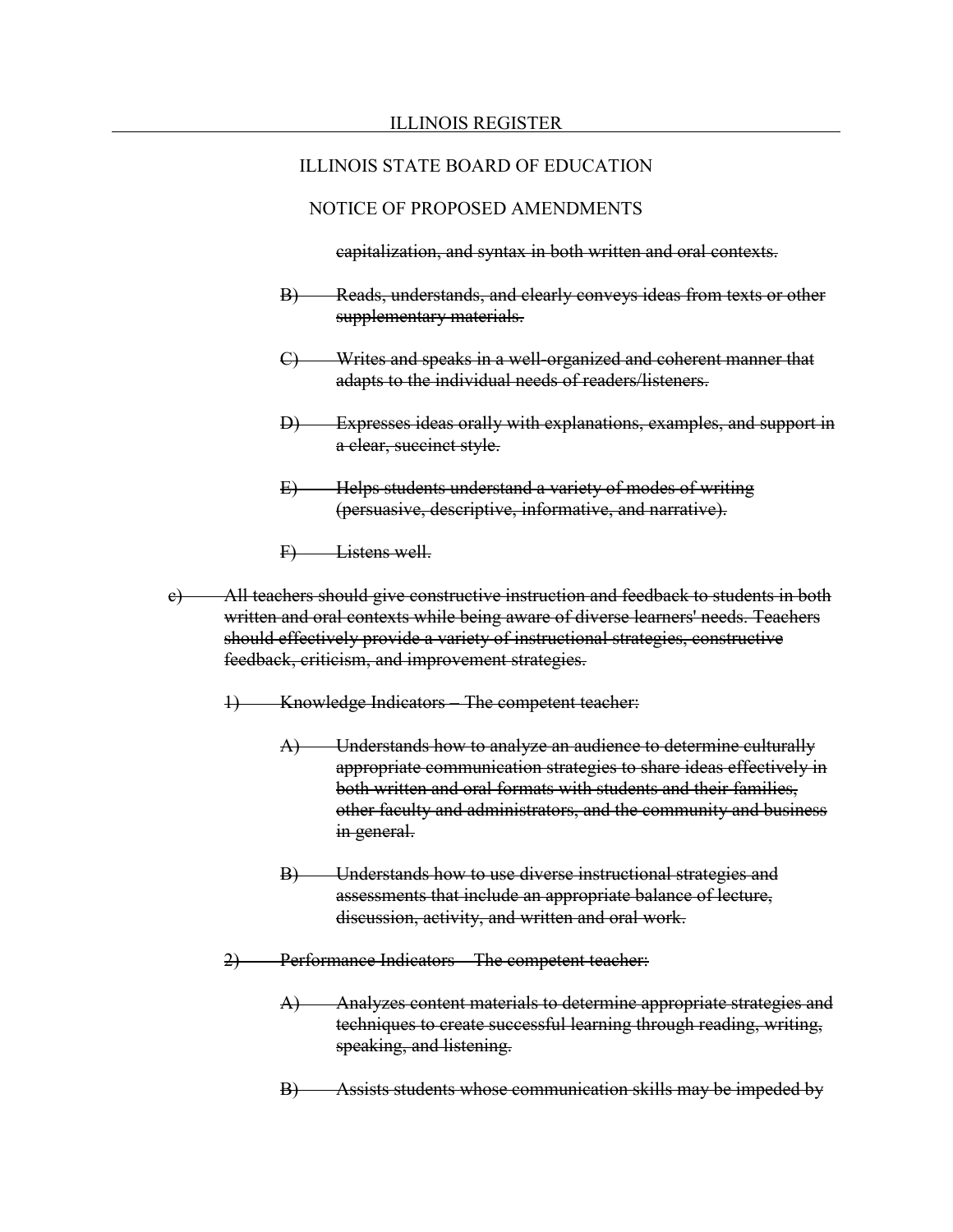~~capitalization, and syntax in both written and oral contexts.~~

~~B) Reads, understands, and clearly conveys ideas from texts or other supplementary materials.~~

~~C) Writes and speaks in a well-organized and coherent manner that adapts to the individual needs of readers/listeners.~~

~~D) Expresses ideas orally with explanations, examples, and support in a clear, succinct style.~~

~~E) Helps students understand a variety of modes of writing (persuasive, descriptive, informative, and narrative).~~

~~F) Listens well.~~

~~c) All teachers should give constructive instruction and feedback to students in both written and oral contexts while being aware of diverse learners' needs. Teachers should effectively provide a variety of instructional strategies, constructive feedback, criticism, and improvement strategies.~~

~~1) Knowledge Indicators – The competent teacher:~~

~~A) Understands how to analyze an audience to determine culturally appropriate communication strategies to share ideas effectively in both written and oral formats with students and their families, other faculty and administrators, and the community and business in general.~~

~~B) Understands how to use diverse instructional strategies and assessments that include an appropriate balance of lecture, discussion, activity, and written and oral work.~~

~~2) Performance Indicators – The competent teacher:~~

~~A) Analyzes content materials to determine appropriate strategies and techniques to create successful learning through reading, writing, speaking, and listening.~~

~~B) Assists students whose communication skills may be impeded by~~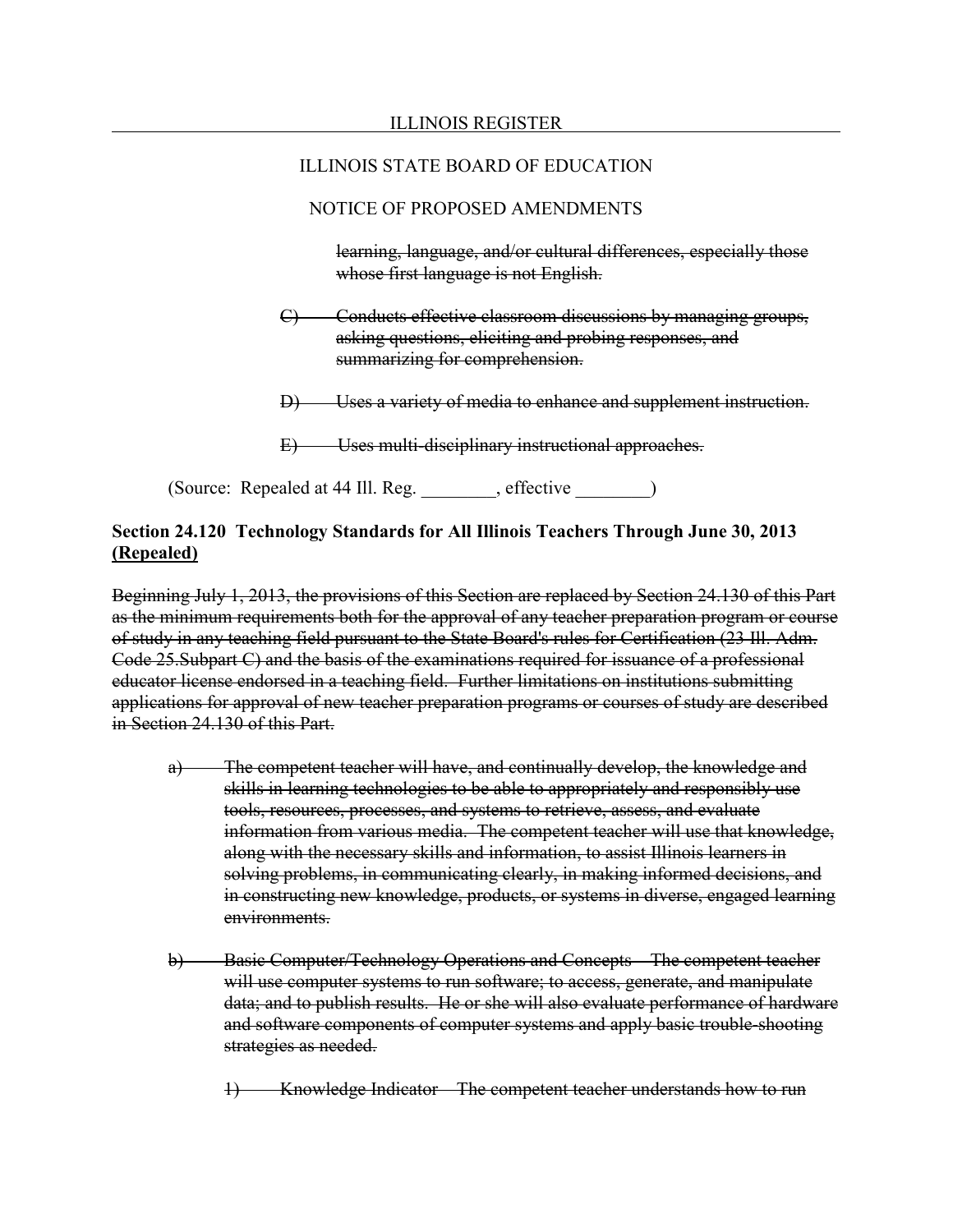~~learning, language, and/or cultural differences, especially those whose first language is not English.~~

~~C) Conducts effective classroom discussions by managing groups, asking questions, eliciting and probing responses, and summarizing for comprehension.~~

~~D) Uses a variety of media to enhance and supplement instruction.~~

~~E) Uses multi-disciplinary instructional approaches.~~

(Source: Repealed at 44 Ill. Reg. ________, effective ________)

**Section 24.120 Technology Standards for All Illinois Teachers Through June 30, 2013 <u>(Repealed)</u>**

~~Beginning July 1, 2013, the provisions of this Section are replaced by Section 24.130 of this Part as the minimum requirements both for the approval of any teacher preparation program or course of study in any teaching field pursuant to the State Board's rules for Certification (23 Ill. Adm. Code 25.Subpart C) and the basis of the examinations required for issuance of a professional educator license endorsed in a teaching field. Further limitations on institutions submitting applications for approval of new teacher preparation programs or courses of study are described in Section 24.130 of this Part.~~

~~a) The competent teacher will have, and continually develop, the knowledge and skills in learning technologies to be able to appropriately and responsibly use tools, resources, processes, and systems to retrieve, assess, and evaluate information from various media. The competent teacher will use that knowledge, along with the necessary skills and information, to assist Illinois learners in solving problems, in communicating clearly, in making informed decisions, and in constructing new knowledge, products, or systems in diverse, engaged learning environments.~~

~~b) Basic Computer/Technology Operations and Concepts – The competent teacher will use computer systems to run software; to access, generate, and manipulate data; and to publish results. He or she will also evaluate performance of hardware and software components of computer systems and apply basic trouble-shooting strategies as needed.~~

~~1) Knowledge Indicator – The competent teacher understands how to run~~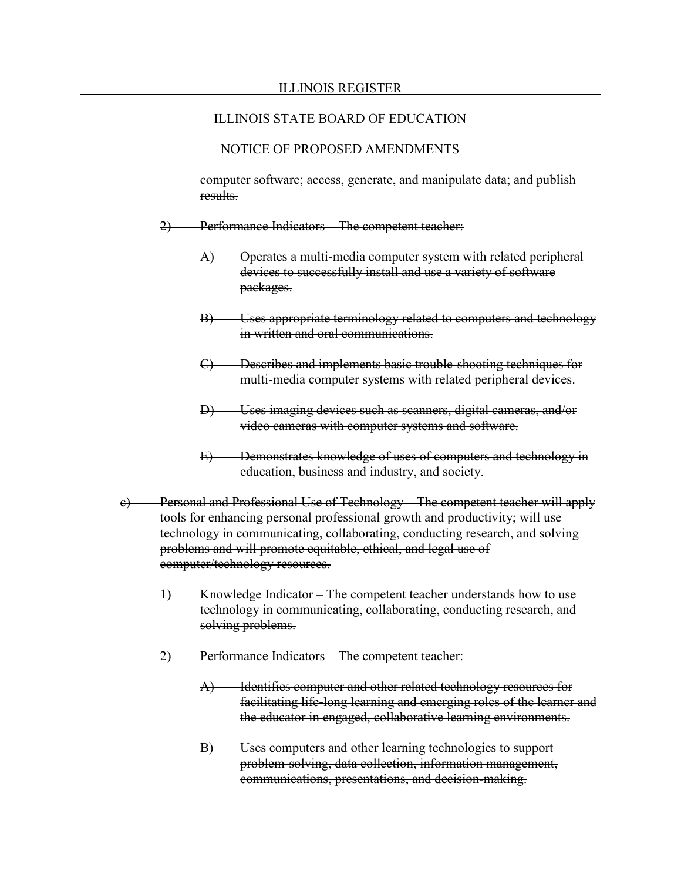~~computer software; access, generate, and manipulate data; and publish results.~~

~~2) Performance Indicators – The competent teacher:~~

~~A) Operates a multi-media computer system with related peripheral devices to successfully install and use a variety of software packages.~~

~~B) Uses appropriate terminology related to computers and technology in written and oral communications.~~

~~C) Describes and implements basic trouble-shooting techniques for multi-media computer systems with related peripheral devices.~~

~~D) Uses imaging devices such as scanners, digital cameras, and/or video cameras with computer systems and software.~~

~~E) Demonstrates knowledge of uses of computers and technology in education, business and industry, and society.~~

~~c) Personal and Professional Use of Technology – The competent teacher will apply tools for enhancing personal professional growth and productivity; will use technology in communicating, collaborating, conducting research, and solving problems and will promote equitable, ethical, and legal use of computer/technology resources.~~

~~1) Knowledge Indicator – The competent teacher understands how to use technology in communicating, collaborating, conducting research, and solving problems.~~

~~2) Performance Indicators – The competent teacher:~~

~~A) Identifies computer and other related technology resources for facilitating life-long learning and emerging roles of the learner and the educator in engaged, collaborative learning environments.~~

~~B) Uses computers and other learning technologies to support problem-solving, data collection, information management, communications, presentations, and decision-making.~~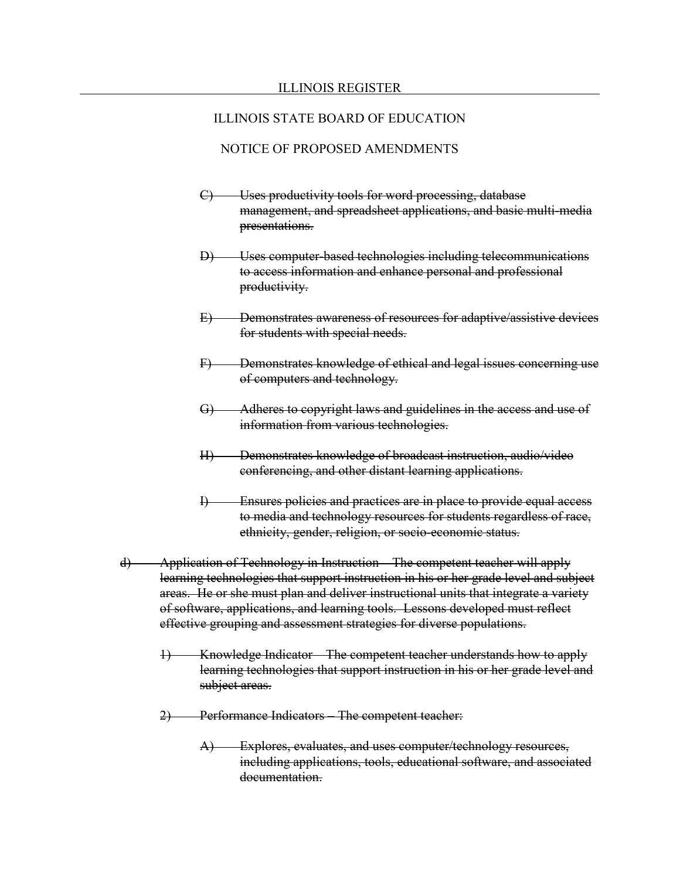~~C) Uses productivity tools for word processing, database management, and spreadsheet applications, and basic multi-media presentations.~~

~~D) Uses computer-based technologies including telecommunications to access information and enhance personal and professional productivity.~~

~~E) Demonstrates awareness of resources for adaptive/assistive devices for students with special needs.~~

~~F) Demonstrates knowledge of ethical and legal issues concerning use of computers and technology.~~

~~G) Adheres to copyright laws and guidelines in the access and use of information from various technologies.~~

~~H) Demonstrates knowledge of broadcast instruction, audio/video conferencing, and other distant learning applications.~~

~~I) Ensures policies and practices are in place to provide equal access to media and technology resources for students regardless of race, ethnicity, gender, religion, or socio-economic status.~~

~~d) Application of Technology in Instruction – The competent teacher will apply learning technologies that support instruction in his or her grade level and subject areas. He or she must plan and deliver instructional units that integrate a variety of software, applications, and learning tools. Lessons developed must reflect effective grouping and assessment strategies for diverse populations.~~

~~1) Knowledge Indicator – The competent teacher understands how to apply learning technologies that support instruction in his or her grade level and subject areas.~~

~~2) Performance Indicators – The competent teacher:~~

~~A) Explores, evaluates, and uses computer/technology resources, including applications, tools, educational software, and associated documentation.~~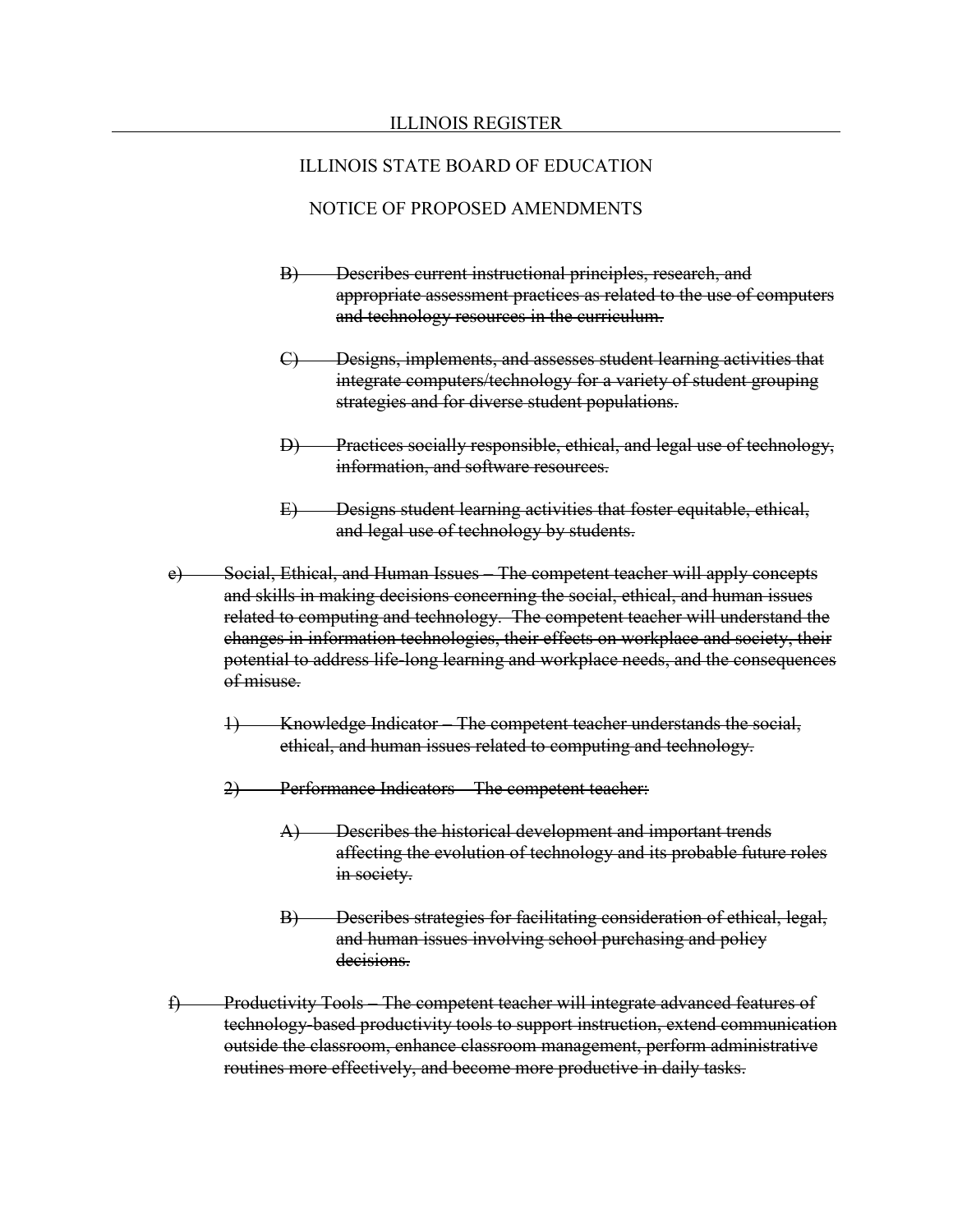ILLINOIS STATE BOARD OF EDUCATION

NOTICE OF PROPOSED AMENDMENTS

~~B) Describes current instructional principles, research, and appropriate assessment practices as related to the use of computers and technology resources in the curriculum.~~

~~C) Designs, implements, and assesses student learning activities that integrate computers/technology for a variety of student grouping strategies and for diverse student populations.~~

~~D) Practices socially responsible, ethical, and legal use of technology, information, and software resources.~~

~~E) Designs student learning activities that foster equitable, ethical, and legal use of technology by students.~~

~~e) Social, Ethical, and Human Issues – The competent teacher will apply concepts and skills in making decisions concerning the social, ethical, and human issues related to computing and technology. The competent teacher will understand the changes in information technologies, their effects on workplace and society, their potential to address life-long learning and workplace needs, and the consequences of misuse.~~

~~1) Knowledge Indicator – The competent teacher understands the social, ethical, and human issues related to computing and technology.~~

~~2) Performance Indicators – The competent teacher:~~

~~A) Describes the historical development and important trends affecting the evolution of technology and its probable future roles in society.~~

~~B) Describes strategies for facilitating consideration of ethical, legal, and human issues involving school purchasing and policy decisions.~~

~~f) Productivity Tools – The competent teacher will integrate advanced features of technology-based productivity tools to support instruction, extend communication outside the classroom, enhance classroom management, perform administrative routines more effectively, and become more productive in daily tasks.~~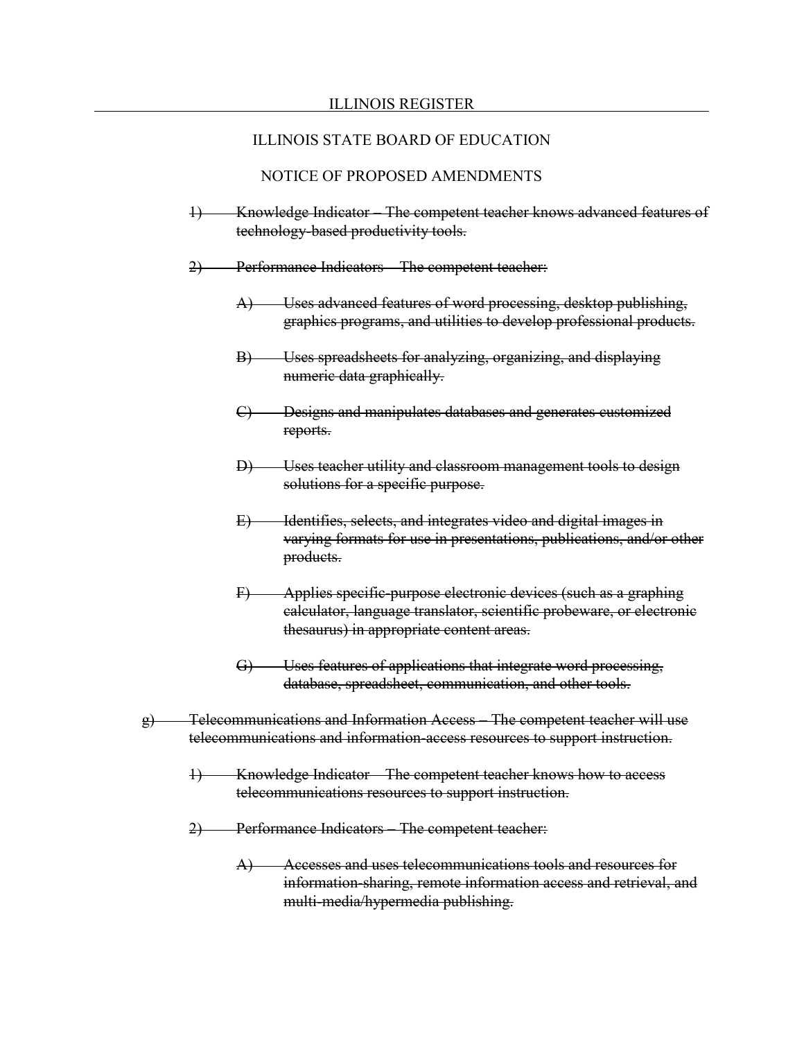ILLINOIS STATE BOARD OF EDUCATION

NOTICE OF PROPOSED AMENDMENTS

~~1) Knowledge Indicator – The competent teacher knows advanced features of technology-based productivity tools.~~

~~2) Performance Indicators – The competent teacher:~~

~~A) Uses advanced features of word processing, desktop publishing, graphics programs, and utilities to develop professional products.~~

~~B) Uses spreadsheets for analyzing, organizing, and displaying numeric data graphically.~~

~~C) Designs and manipulates databases and generates customized reports.~~

~~D) Uses teacher utility and classroom management tools to design solutions for a specific purpose.~~

~~E) Identifies, selects, and integrates video and digital images in varying formats for use in presentations, publications, and/or other products.~~

~~F) Applies specific-purpose electronic devices (such as a graphing calculator, language translator, scientific probeware, or electronic thesaurus) in appropriate content areas.~~

~~G) Uses features of applications that integrate word processing, database, spreadsheet, communication, and other tools.~~

~~g) Telecommunications and Information Access – The competent teacher will use telecommunications and information-access resources to support instruction.~~

~~1) Knowledge Indicator – The competent teacher knows how to access telecommunications resources to support instruction.~~

~~2) Performance Indicators – The competent teacher:~~

~~A) Accesses and uses telecommunications tools and resources for information-sharing, remote information access and retrieval, and multi-media/hypermedia publishing.~~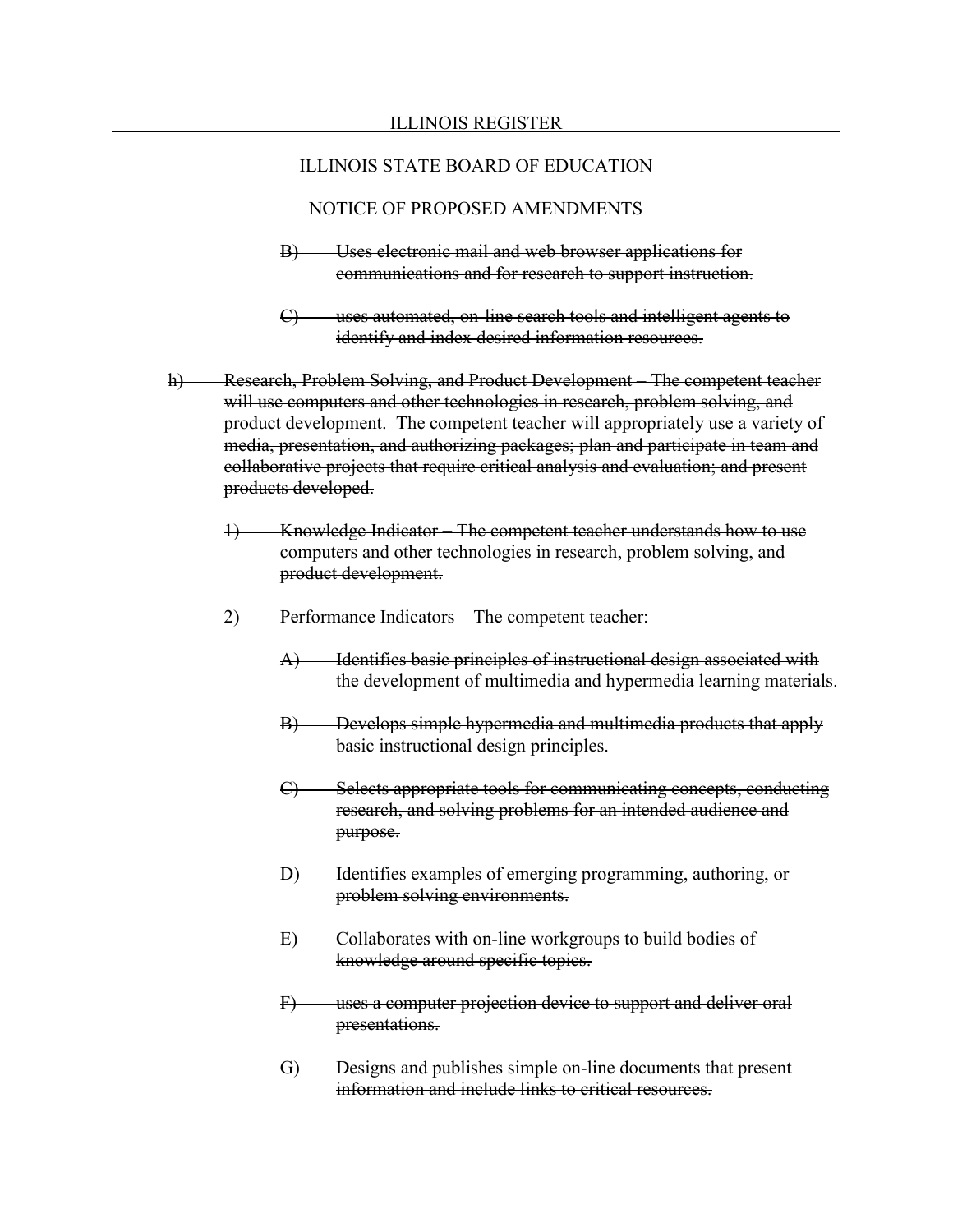~~B) Uses electronic mail and web browser applications for communications and for research to support instruction.~~

~~C) uses automated, on-line search tools and intelligent agents to identify and index desired information resources.~~

~~h) Research, Problem Solving, and Product Development – The competent teacher will use computers and other technologies in research, problem solving, and product development. The competent teacher will appropriately use a variety of media, presentation, and authorizing packages; plan and participate in team and collaborative projects that require critical analysis and evaluation; and present products developed.~~

~~1) Knowledge Indicator – The competent teacher understands how to use computers and other technologies in research, problem solving, and product development.~~

~~2) Performance Indicators – The competent teacher:~~

~~A) Identifies basic principles of instructional design associated with the development of multimedia and hypermedia learning materials.~~

~~B) Develops simple hypermedia and multimedia products that apply basic instructional design principles.~~

~~C) Selects appropriate tools for communicating concepts, conducting research, and solving problems for an intended audience and purpose.~~

~~D) Identifies examples of emerging programming, authoring, or problem solving environments.~~

~~E) Collaborates with on-line workgroups to build bodies of knowledge around specific topics.~~

~~F) uses a computer projection device to support and deliver oral presentations.~~

~~G) Designs and publishes simple on-line documents that present information and include links to critical resources.~~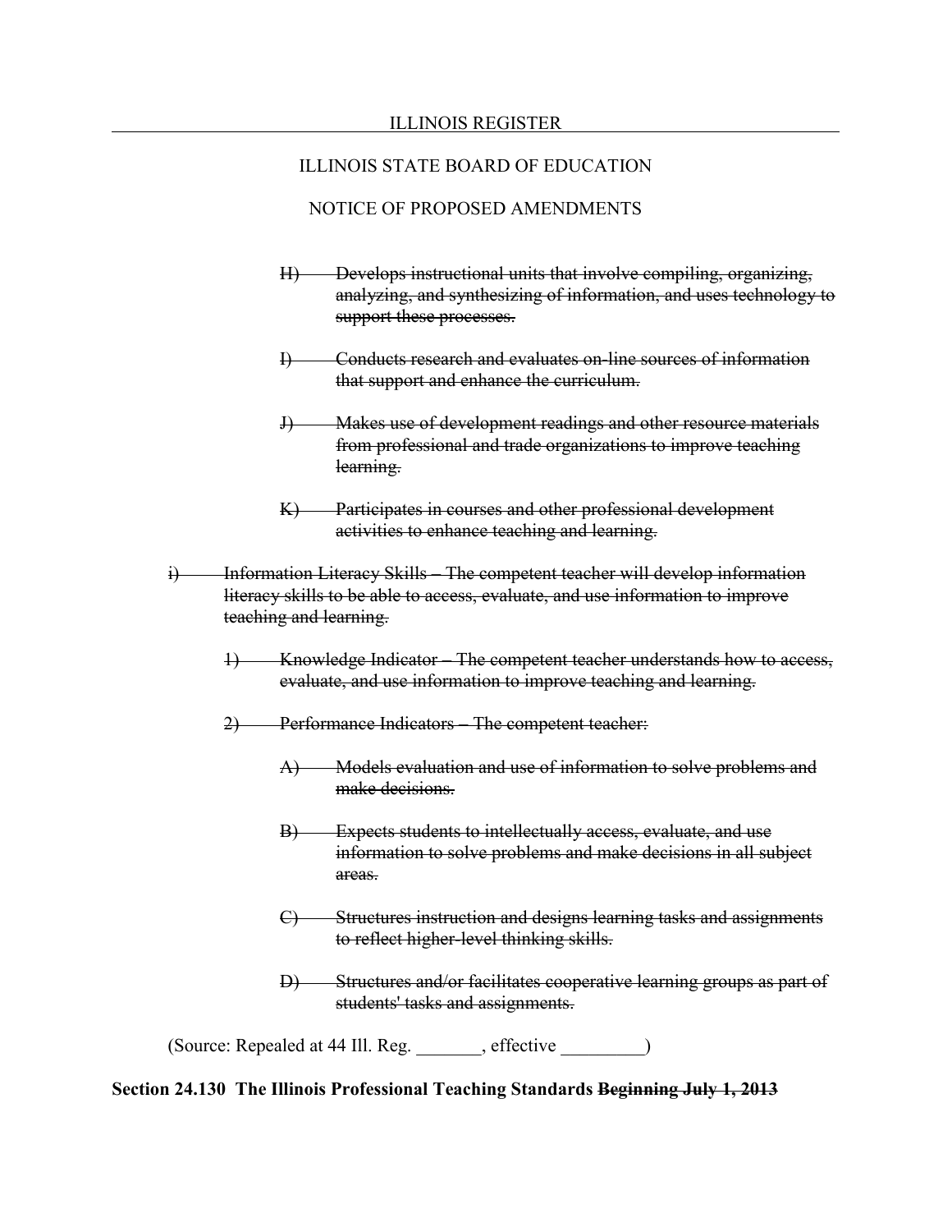~~H) Develops instructional units that involve compiling, organizing, analyzing, and synthesizing of information, and uses technology to support these processes.~~

~~I) Conducts research and evaluates on-line sources of information that support and enhance the curriculum.~~

~~J) Makes use of development readings and other resource materials from professional and trade organizations to improve teaching learning.~~

~~K) Participates in courses and other professional development activities to enhance teaching and learning.~~

~~i) Information Literacy Skills – The competent teacher will develop information literacy skills to be able to access, evaluate, and use information to improve teaching and learning.~~

~~1) Knowledge Indicator – The competent teacher understands how to access, evaluate, and use information to improve teaching and learning.~~

~~2) Performance Indicators – The competent teacher:~~

~~A) Models evaluation and use of information to solve problems and make decisions.~~

~~B) Expects students to intellectually access, evaluate, and use information to solve problems and make decisions in all subject areas.~~

~~C) Structures instruction and designs learning tasks and assignments to reflect higher-level thinking skills.~~

~~D) Structures and/or facilitates cooperative learning groups as part of students' tasks and assignments.~~

(Source: Repealed at 44 Ill. Reg. _______, effective _________)

**Section 24.130 The Illinois Professional Teaching Standards ~~Beginning July 1, 2013~~**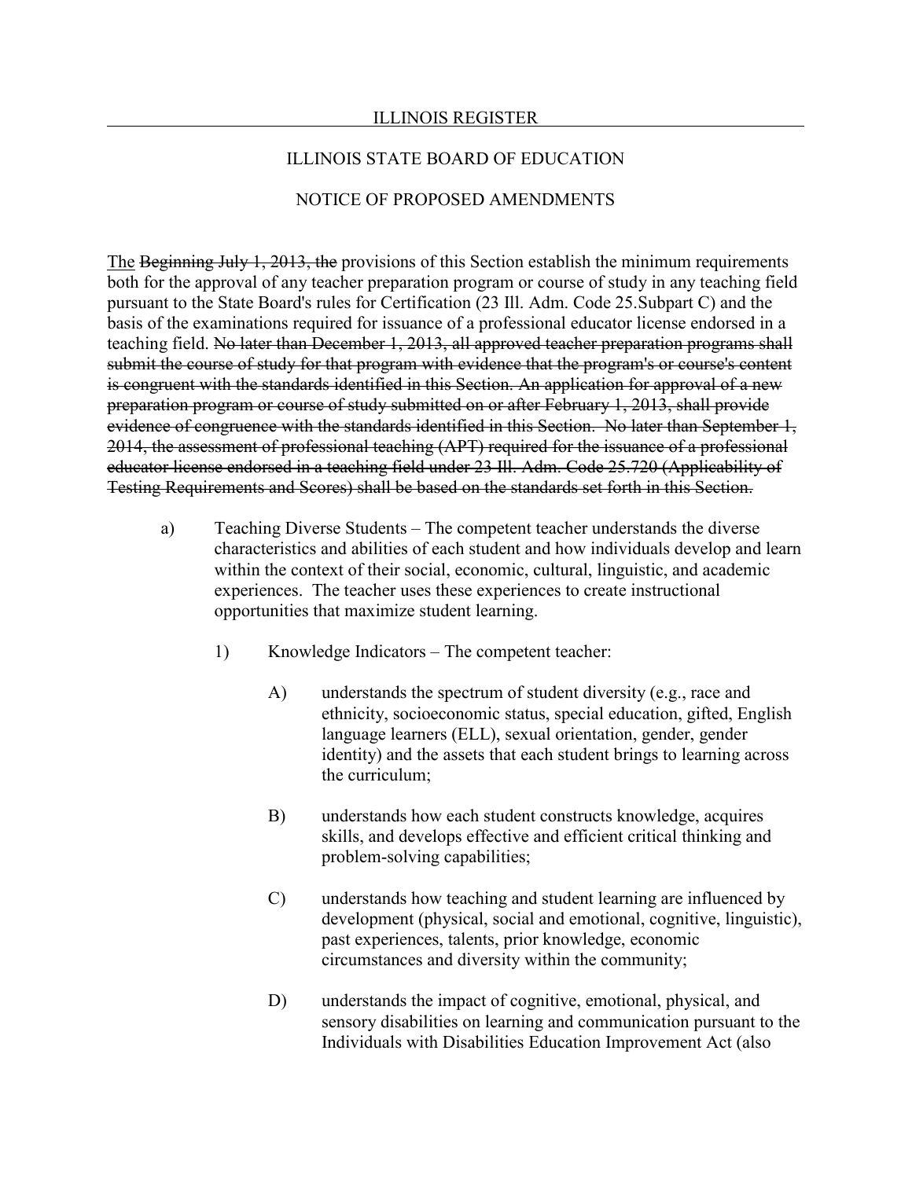The ~~Beginning July 1, 2013, the~~ provisions of this Section establish the minimum requirements both for the approval of any teacher preparation program or course of study in any teaching field pursuant to the State Board's rules for Certification (23 Ill. Adm. Code 25.Subpart C) and the basis of the examinations required for issuance of a professional educator license endorsed in a teaching field. ~~No later than December 1, 2013, all approved teacher preparation programs shall submit the course of study for that program with evidence that the program's or course's content is congruent with the standards identified in this Section. An application for approval of a new preparation program or course of study submitted on or after February 1, 2013, shall provide evidence of congruence with the standards identified in this Section. No later than September 1, 2014, the assessment of professional teaching (APT) required for the issuance of a professional educator license endorsed in a teaching field under 23 Ill. Adm. Code 25.720 (Applicability of Testing Requirements and Scores) shall be based on the standards set forth in this Section.~~

a) Teaching Diverse Students – The competent teacher understands the diverse characteristics and abilities of each student and how individuals develop and learn within the context of their social, economic, cultural, linguistic, and academic experiences. The teacher uses these experiences to create instructional opportunities that maximize student learning.

   1) Knowledge Indicators – The competent teacher:

      A) understands the spectrum of student diversity (e.g., race and ethnicity, socioeconomic status, special education, gifted, English language learners (ELL), sexual orientation, gender, gender identity) and the assets that each student brings to learning across the curriculum;

      B) understands how each student constructs knowledge, acquires skills, and develops effective and efficient critical thinking and problem-solving capabilities;

      C) understands how teaching and student learning are influenced by development (physical, social and emotional, cognitive, linguistic), past experiences, talents, prior knowledge, economic circumstances and diversity within the community;

      D) understands the impact of cognitive, emotional, physical, and sensory disabilities on learning and communication pursuant to the Individuals with Disabilities Education Improvement Act (also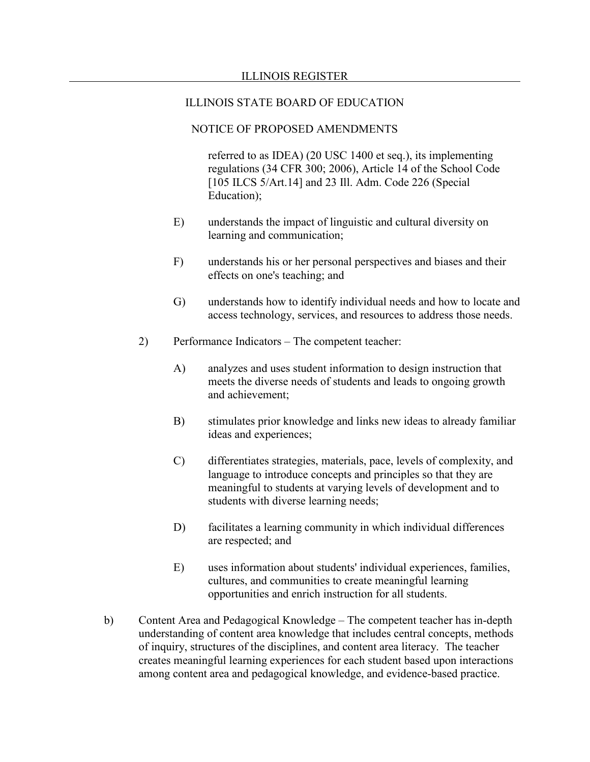referred to as IDEA) (20 USC 1400 et seq.), its implementing regulations (34 CFR 300; 2006), Article 14 of the School Code [105 ILCS 5/Art.14] and 23 Ill. Adm. Code 226 (Special Education);

E) understands the impact of linguistic and cultural diversity on learning and communication;

F) understands his or her personal perspectives and biases and their effects on one's teaching; and

G) understands how to identify individual needs and how to locate and access technology, services, and resources to address those needs.

2) Performance Indicators – The competent teacher:

A) analyzes and uses student information to design instruction that meets the diverse needs of students and leads to ongoing growth and achievement;

B) stimulates prior knowledge and links new ideas to already familiar ideas and experiences;

C) differentiates strategies, materials, pace, levels of complexity, and language to introduce concepts and principles so that they are meaningful to students at varying levels of development and to students with diverse learning needs;

D) facilitates a learning community in which individual differences are respected; and

E) uses information about students' individual experiences, families, cultures, and communities to create meaningful learning opportunities and enrich instruction for all students.

b) Content Area and Pedagogical Knowledge – The competent teacher has in-depth understanding of content area knowledge that includes central concepts, methods of inquiry, structures of the disciplines, and content area literacy. The teacher creates meaningful learning experiences for each student based upon interactions among content area and pedagogical knowledge, and evidence-based practice.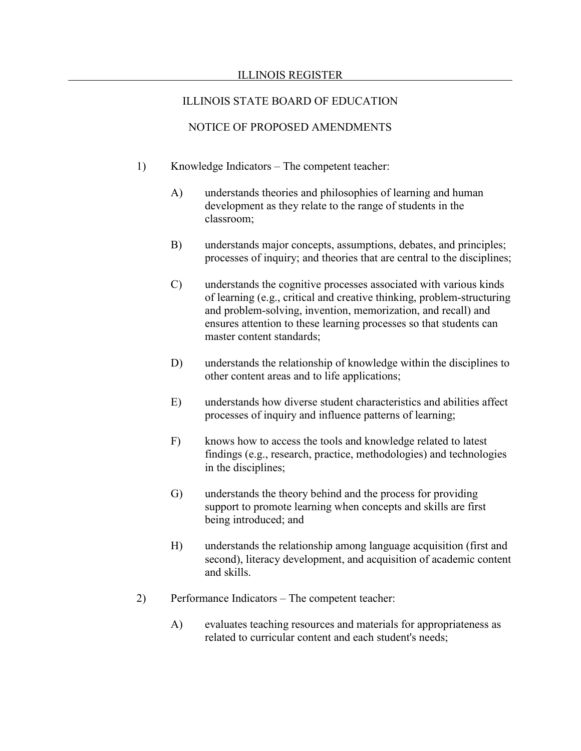1) Knowledge Indicators – The competent teacher:

   A) understands theories and philosophies of learning and human development as they relate to the range of students in the classroom;

   B) understands major concepts, assumptions, debates, and principles; processes of inquiry; and theories that are central to the disciplines;

   C) understands the cognitive processes associated with various kinds of learning (e.g., critical and creative thinking, problem-structuring and problem-solving, invention, memorization, and recall) and ensures attention to these learning processes so that students can master content standards;

   D) understands the relationship of knowledge within the disciplines to other content areas and to life applications;

   E) understands how diverse student characteristics and abilities affect processes of inquiry and influence patterns of learning;

   F) knows how to access the tools and knowledge related to latest findings (e.g., research, practice, methodologies) and technologies in the disciplines;

   G) understands the theory behind and the process for providing support to promote learning when concepts and skills are first being introduced; and

   H) understands the relationship among language acquisition (first and second), literacy development, and acquisition of academic content and skills.

2) Performance Indicators – The competent teacher:

   A) evaluates teaching resources and materials for appropriateness as related to curricular content and each student's needs;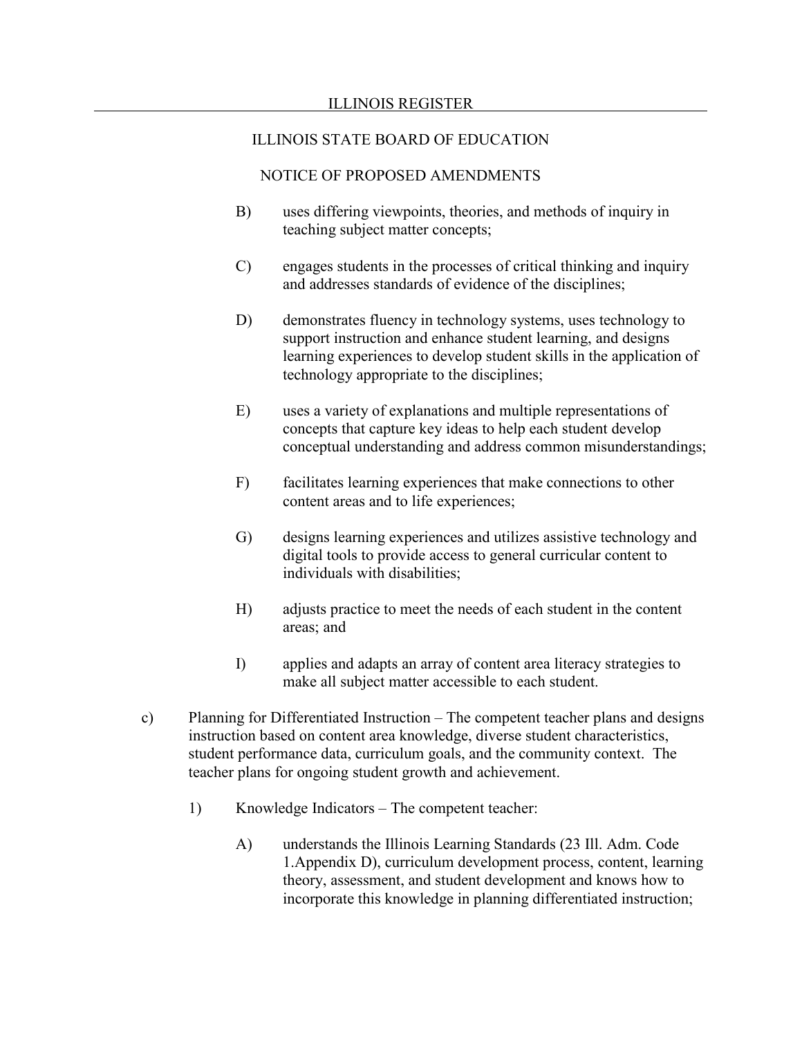B) uses differing viewpoints, theories, and methods of inquiry in teaching subject matter concepts;

C) engages students in the processes of critical thinking and inquiry and addresses standards of evidence of the disciplines;

D) demonstrates fluency in technology systems, uses technology to support instruction and enhance student learning, and designs learning experiences to develop student skills in the application of technology appropriate to the disciplines;

E) uses a variety of explanations and multiple representations of concepts that capture key ideas to help each student develop conceptual understanding and address common misunderstandings;

F) facilitates learning experiences that make connections to other content areas and to life experiences;

G) designs learning experiences and utilizes assistive technology and digital tools to provide access to general curricular content to individuals with disabilities;

H) adjusts practice to meet the needs of each student in the content areas; and

I) applies and adapts an array of content area literacy strategies to make all subject matter accessible to each student.

c) Planning for Differentiated Instruction – The competent teacher plans and designs instruction based on content area knowledge, diverse student characteristics, student performance data, curriculum goals, and the community context. The teacher plans for ongoing student growth and achievement.

1) Knowledge Indicators – The competent teacher:

A) understands the Illinois Learning Standards (23 Ill. Adm. Code 1.Appendix D), curriculum development process, content, learning theory, assessment, and student development and knows how to incorporate this knowledge in planning differentiated instruction;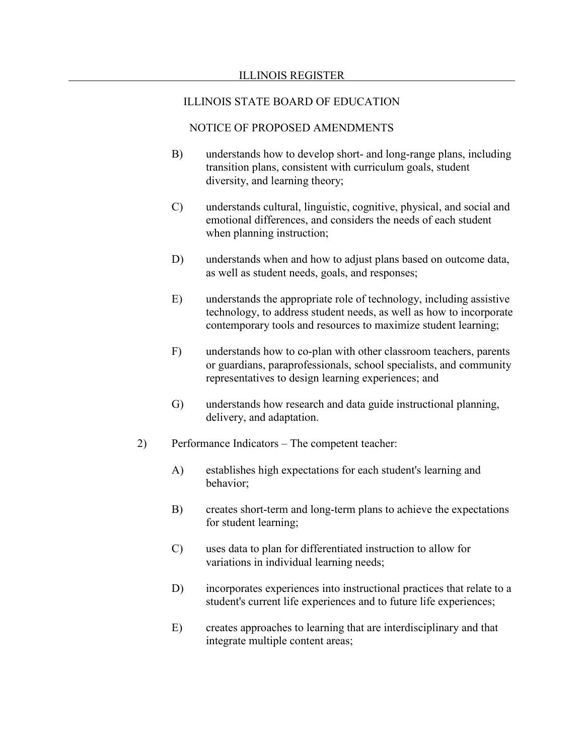B) understands how to develop short- and long-range plans, including transition plans, consistent with curriculum goals, student diversity, and learning theory;

C) understands cultural, linguistic, cognitive, physical, and social and emotional differences, and considers the needs of each student when planning instruction;

D) understands when and how to adjust plans based on outcome data, as well as student needs, goals, and responses;

E) understands the appropriate role of technology, including assistive technology, to address student needs, as well as how to incorporate contemporary tools and resources to maximize student learning;

F) understands how to co-plan with other classroom teachers, parents or guardians, paraprofessionals, school specialists, and community representatives to design learning experiences; and

G) understands how research and data guide instructional planning, delivery, and adaptation.

2) Performance Indicators – The competent teacher:

A) establishes high expectations for each student's learning and behavior;

B) creates short-term and long-term plans to achieve the expectations for student learning;

C) uses data to plan for differentiated instruction to allow for variations in individual learning needs;

D) incorporates experiences into instructional practices that relate to a student's current life experiences and to future life experiences;

E) creates approaches to learning that are interdisciplinary and that integrate multiple content areas;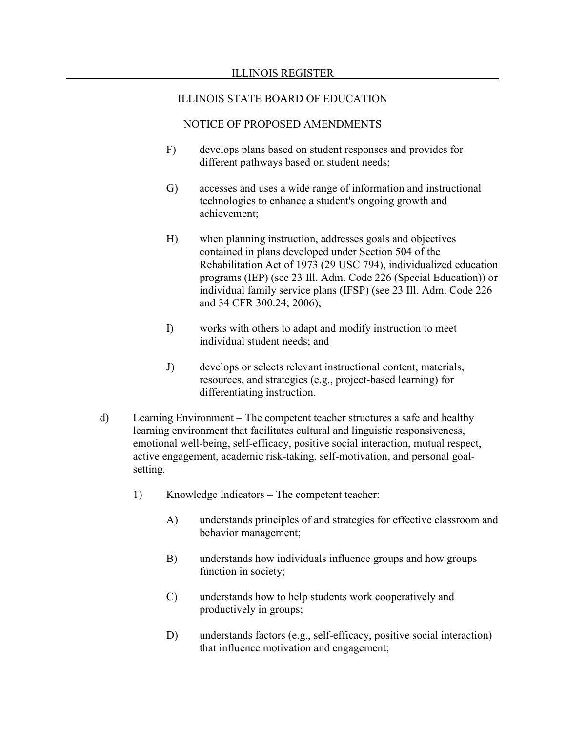F) develops plans based on student responses and provides for different pathways based on student needs;

G) accesses and uses a wide range of information and instructional technologies to enhance a student's ongoing growth and achievement;

H) when planning instruction, addresses goals and objectives contained in plans developed under Section 504 of the Rehabilitation Act of 1973 (29 USC 794), individualized education programs (IEP) (see 23 Ill. Adm. Code 226 (Special Education)) or individual family service plans (IFSP) (see 23 Ill. Adm. Code 226 and 34 CFR 300.24; 2006);

I) works with others to adapt and modify instruction to meet individual student needs; and

J) develops or selects relevant instructional content, materials, resources, and strategies (e.g., project-based learning) for differentiating instruction.

d) Learning Environment – The competent teacher structures a safe and healthy learning environment that facilitates cultural and linguistic responsiveness, emotional well-being, self-efficacy, positive social interaction, mutual respect, active engagement, academic risk-taking, self-motivation, and personal goal-setting.

1) Knowledge Indicators – The competent teacher:

A) understands principles of and strategies for effective classroom and behavior management;

B) understands how individuals influence groups and how groups function in society;

C) understands how to help students work cooperatively and productively in groups;

D) understands factors (e.g., self-efficacy, positive social interaction) that influence motivation and engagement;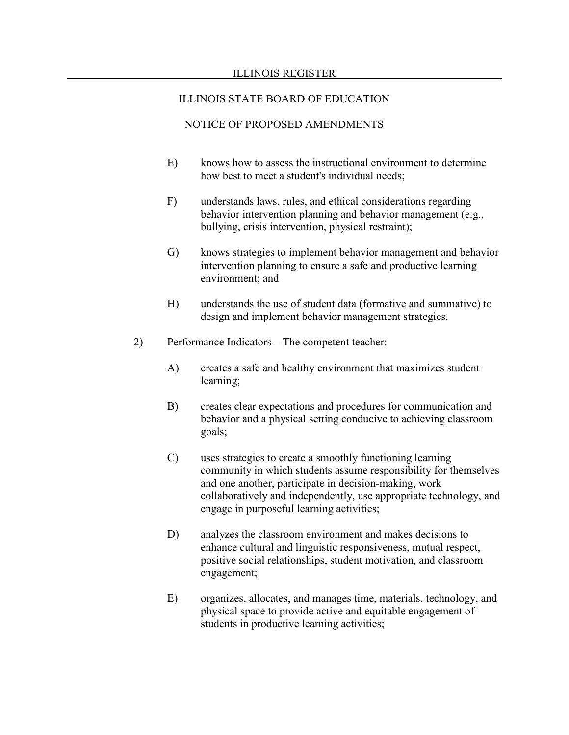E) knows how to assess the instructional environment to determine how best to meet a student's individual needs;

F) understands laws, rules, and ethical considerations regarding behavior intervention planning and behavior management (e.g., bullying, crisis intervention, physical restraint);

G) knows strategies to implement behavior management and behavior intervention planning to ensure a safe and productive learning environment; and

H) understands the use of student data (formative and summative) to design and implement behavior management strategies.

2) Performance Indicators – The competent teacher:

A) creates a safe and healthy environment that maximizes student learning;

B) creates clear expectations and procedures for communication and behavior and a physical setting conducive to achieving classroom goals;

C) uses strategies to create a smoothly functioning learning community in which students assume responsibility for themselves and one another, participate in decision-making, work collaboratively and independently, use appropriate technology, and engage in purposeful learning activities;

D) analyzes the classroom environment and makes decisions to enhance cultural and linguistic responsiveness, mutual respect, positive social relationships, student motivation, and classroom engagement;

E) organizes, allocates, and manages time, materials, technology, and physical space to provide active and equitable engagement of students in productive learning activities;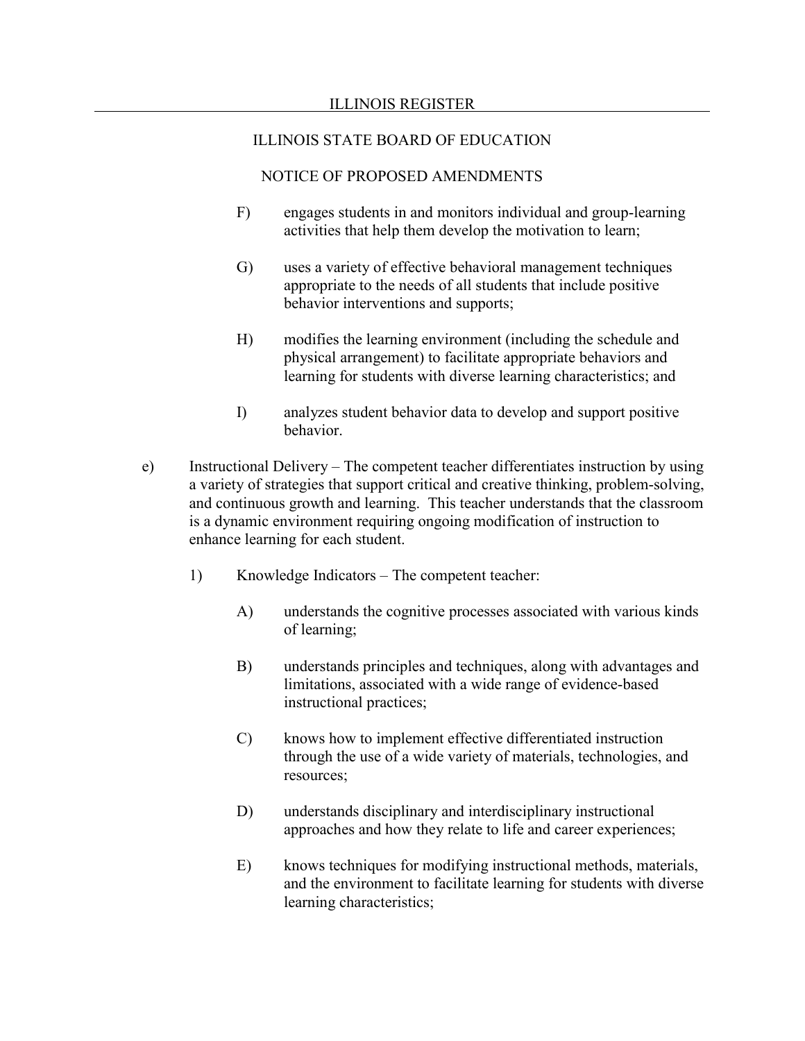F) engages students in and monitors individual and group-learning activities that help them develop the motivation to learn;

G) uses a variety of effective behavioral management techniques appropriate to the needs of all students that include positive behavior interventions and supports;

H) modifies the learning environment (including the schedule and physical arrangement) to facilitate appropriate behaviors and learning for students with diverse learning characteristics; and

I) analyzes student behavior data to develop and support positive behavior.

e) Instructional Delivery – The competent teacher differentiates instruction by using a variety of strategies that support critical and creative thinking, problem-solving, and continuous growth and learning. This teacher understands that the classroom is a dynamic environment requiring ongoing modification of instruction to enhance learning for each student.

1) Knowledge Indicators – The competent teacher:

A) understands the cognitive processes associated with various kinds of learning;

B) understands principles and techniques, along with advantages and limitations, associated with a wide range of evidence-based instructional practices;

C) knows how to implement effective differentiated instruction through the use of a wide variety of materials, technologies, and resources;

D) understands disciplinary and interdisciplinary instructional approaches and how they relate to life and career experiences;

E) knows techniques for modifying instructional methods, materials, and the environment to facilitate learning for students with diverse learning characteristics;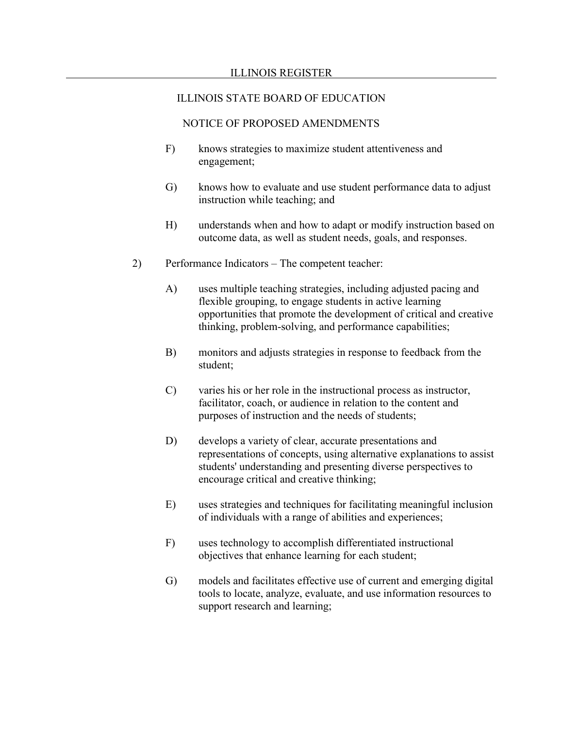F) knows strategies to maximize student attentiveness and engagement;

G) knows how to evaluate and use student performance data to adjust instruction while teaching; and

H) understands when and how to adapt or modify instruction based on outcome data, as well as student needs, goals, and responses.

2) Performance Indicators – The competent teacher:

A) uses multiple teaching strategies, including adjusted pacing and flexible grouping, to engage students in active learning opportunities that promote the development of critical and creative thinking, problem-solving, and performance capabilities;

B) monitors and adjusts strategies in response to feedback from the student;

C) varies his or her role in the instructional process as instructor, facilitator, coach, or audience in relation to the content and purposes of instruction and the needs of students;

D) develops a variety of clear, accurate presentations and representations of concepts, using alternative explanations to assist students' understanding and presenting diverse perspectives to encourage critical and creative thinking;

E) uses strategies and techniques for facilitating meaningful inclusion of individuals with a range of abilities and experiences;

F) uses technology to accomplish differentiated instructional objectives that enhance learning for each student;

G) models and facilitates effective use of current and emerging digital tools to locate, analyze, evaluate, and use information resources to support research and learning;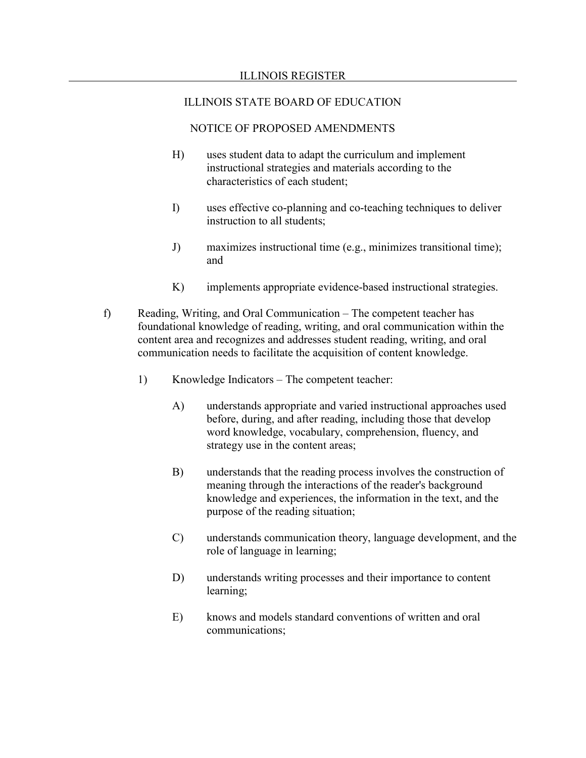H) uses student data to adapt the curriculum and implement instructional strategies and materials according to the characteristics of each student;

I) uses effective co-planning and co-teaching techniques to deliver instruction to all students;

J) maximizes instructional time (e.g., minimizes transitional time); and

K) implements appropriate evidence-based instructional strategies.

f) Reading, Writing, and Oral Communication – The competent teacher has foundational knowledge of reading, writing, and oral communication within the content area and recognizes and addresses student reading, writing, and oral communication needs to facilitate the acquisition of content knowledge.

1) Knowledge Indicators – The competent teacher:

A) understands appropriate and varied instructional approaches used before, during, and after reading, including those that develop word knowledge, vocabulary, comprehension, fluency, and strategy use in the content areas;

B) understands that the reading process involves the construction of meaning through the interactions of the reader's background knowledge and experiences, the information in the text, and the purpose of the reading situation;

C) understands communication theory, language development, and the role of language in learning;

D) understands writing processes and their importance to content learning;

E) knows and models standard conventions of written and oral communications;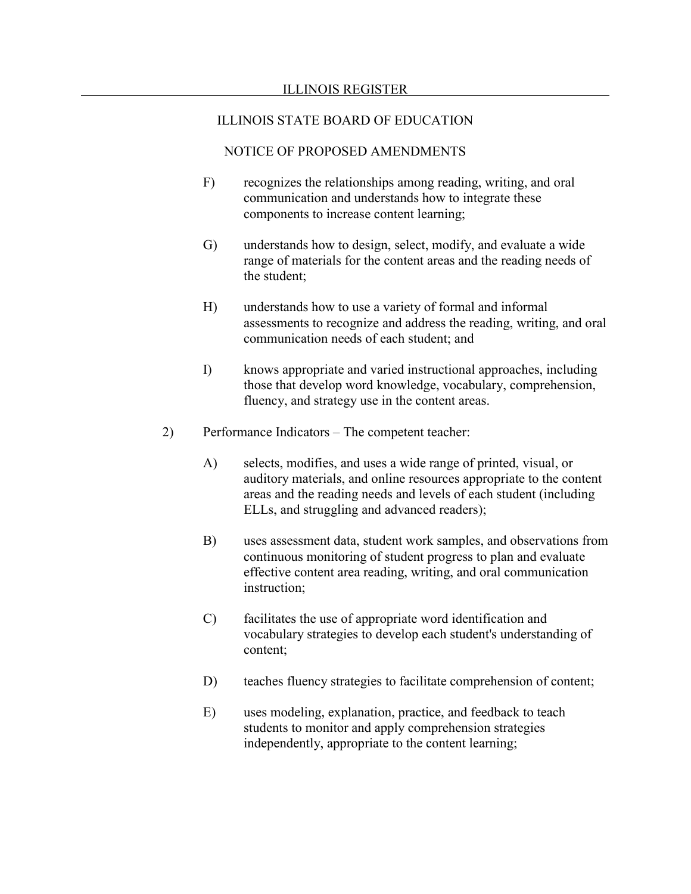F) recognizes the relationships among reading, writing, and oral communication and understands how to integrate these components to increase content learning;

G) understands how to design, select, modify, and evaluate a wide range of materials for the content areas and the reading needs of the student;

H) understands how to use a variety of formal and informal assessments to recognize and address the reading, writing, and oral communication needs of each student; and

I) knows appropriate and varied instructional approaches, including those that develop word knowledge, vocabulary, comprehension, fluency, and strategy use in the content areas.

2) Performance Indicators – The competent teacher:

A) selects, modifies, and uses a wide range of printed, visual, or auditory materials, and online resources appropriate to the content areas and the reading needs and levels of each student (including ELLs, and struggling and advanced readers);

B) uses assessment data, student work samples, and observations from continuous monitoring of student progress to plan and evaluate effective content area reading, writing, and oral communication instruction;

C) facilitates the use of appropriate word identification and vocabulary strategies to develop each student's understanding of content;

D) teaches fluency strategies to facilitate comprehension of content;

E) uses modeling, explanation, practice, and feedback to teach students to monitor and apply comprehension strategies independently, appropriate to the content learning;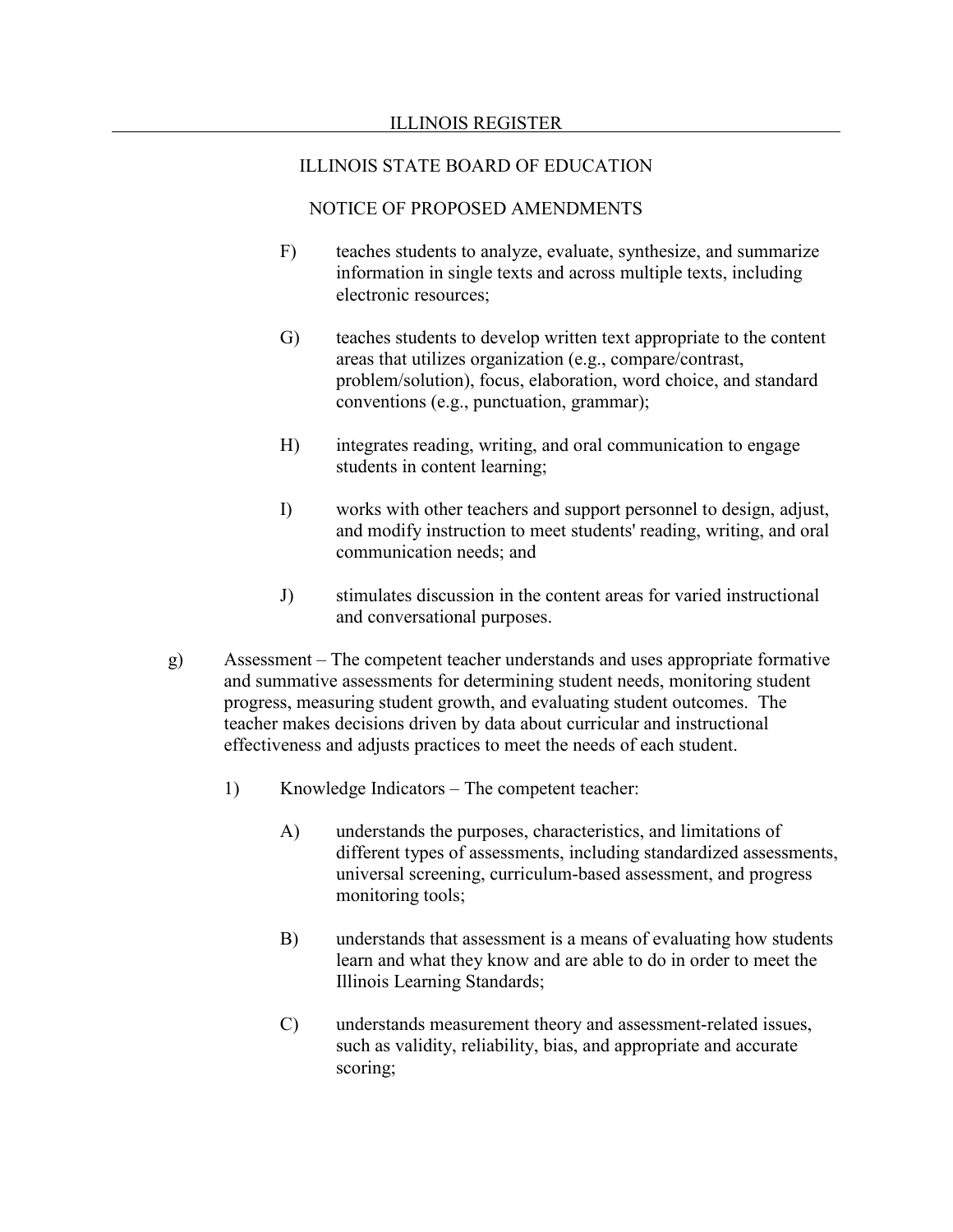F) teaches students to analyze, evaluate, synthesize, and summarize information in single texts and across multiple texts, including electronic resources;

G) teaches students to develop written text appropriate to the content areas that utilizes organization (e.g., compare/contrast, problem/solution), focus, elaboration, word choice, and standard conventions (e.g., punctuation, grammar);

H) integrates reading, writing, and oral communication to engage students in content learning;

I) works with other teachers and support personnel to design, adjust, and modify instruction to meet students' reading, writing, and oral communication needs; and

J) stimulates discussion in the content areas for varied instructional and conversational purposes.

g) Assessment – The competent teacher understands and uses appropriate formative and summative assessments for determining student needs, monitoring student progress, measuring student growth, and evaluating student outcomes. The teacher makes decisions driven by data about curricular and instructional effectiveness and adjusts practices to meet the needs of each student.

1) Knowledge Indicators – The competent teacher:

A) understands the purposes, characteristics, and limitations of different types of assessments, including standardized assessments, universal screening, curriculum-based assessment, and progress monitoring tools;

B) understands that assessment is a means of evaluating how students learn and what they know and are able to do in order to meet the Illinois Learning Standards;

C) understands measurement theory and assessment-related issues, such as validity, reliability, bias, and appropriate and accurate scoring;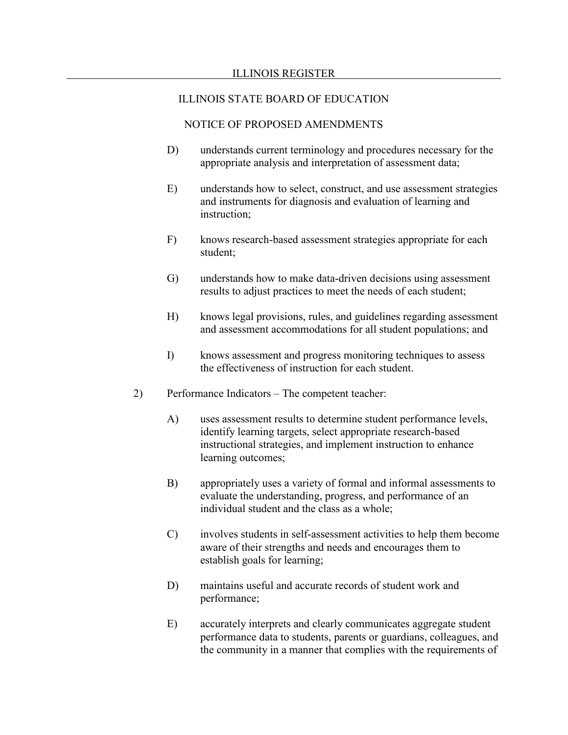D) understands current terminology and procedures necessary for the appropriate analysis and interpretation of assessment data;

E) understands how to select, construct, and use assessment strategies and instruments for diagnosis and evaluation of learning and instruction;

F) knows research-based assessment strategies appropriate for each student;

G) understands how to make data-driven decisions using assessment results to adjust practices to meet the needs of each student;

H) knows legal provisions, rules, and guidelines regarding assessment and assessment accommodations for all student populations; and

I) knows assessment and progress monitoring techniques to assess the effectiveness of instruction for each student.

2) Performance Indicators – The competent teacher:

A) uses assessment results to determine student performance levels, identify learning targets, select appropriate research-based instructional strategies, and implement instruction to enhance learning outcomes;

B) appropriately uses a variety of formal and informal assessments to evaluate the understanding, progress, and performance of an individual student and the class as a whole;

C) involves students in self-assessment activities to help them become aware of their strengths and needs and encourages them to establish goals for learning;

D) maintains useful and accurate records of student work and performance;

E) accurately interprets and clearly communicates aggregate student performance data to students, parents or guardians, colleagues, and the community in a manner that complies with the requirements of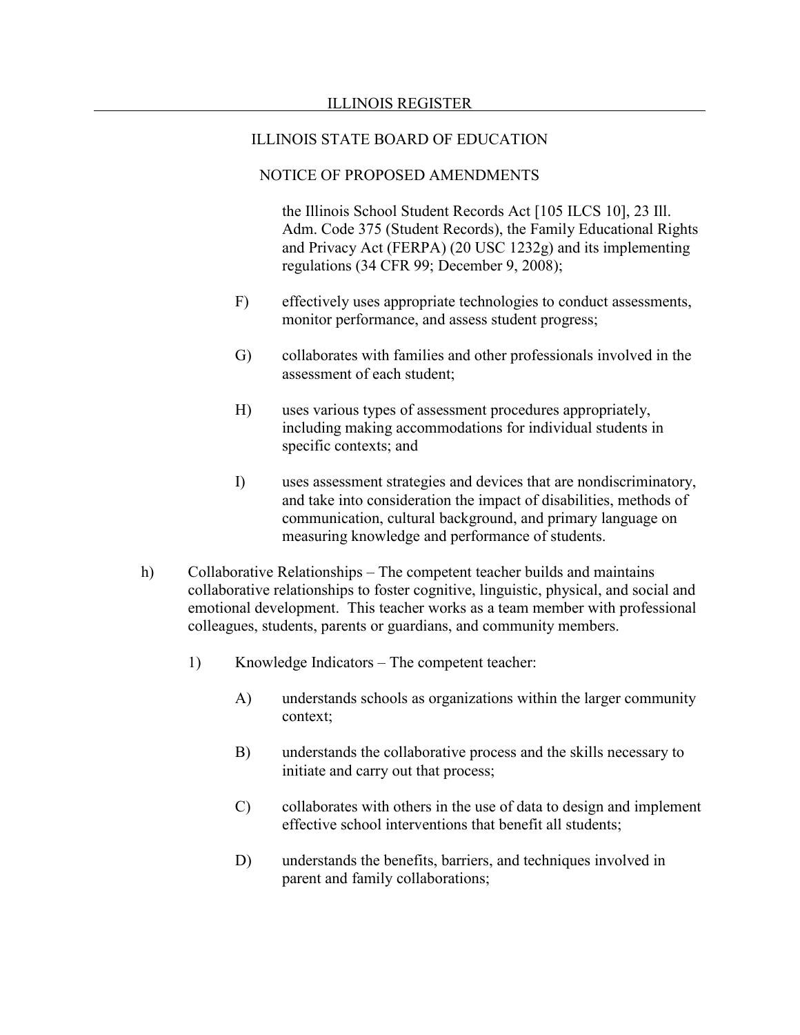the Illinois School Student Records Act [105 ILCS 10], 23 Ill. Adm. Code 375 (Student Records), the Family Educational Rights and Privacy Act (FERPA) (20 USC 1232g) and its implementing regulations (34 CFR 99; December 9, 2008);

F) effectively uses appropriate technologies to conduct assessments, monitor performance, and assess student progress;

G) collaborates with families and other professionals involved in the assessment of each student;

H) uses various types of assessment procedures appropriately, including making accommodations for individual students in specific contexts; and

I) uses assessment strategies and devices that are nondiscriminatory, and take into consideration the impact of disabilities, methods of communication, cultural background, and primary language on measuring knowledge and performance of students.

h) Collaborative Relationships – The competent teacher builds and maintains collaborative relationships to foster cognitive, linguistic, physical, and social and emotional development. This teacher works as a team member with professional colleagues, students, parents or guardians, and community members.

1) Knowledge Indicators – The competent teacher:

A) understands schools as organizations within the larger community context;

B) understands the collaborative process and the skills necessary to initiate and carry out that process;

C) collaborates with others in the use of data to design and implement effective school interventions that benefit all students;

D) understands the benefits, barriers, and techniques involved in parent and family collaborations;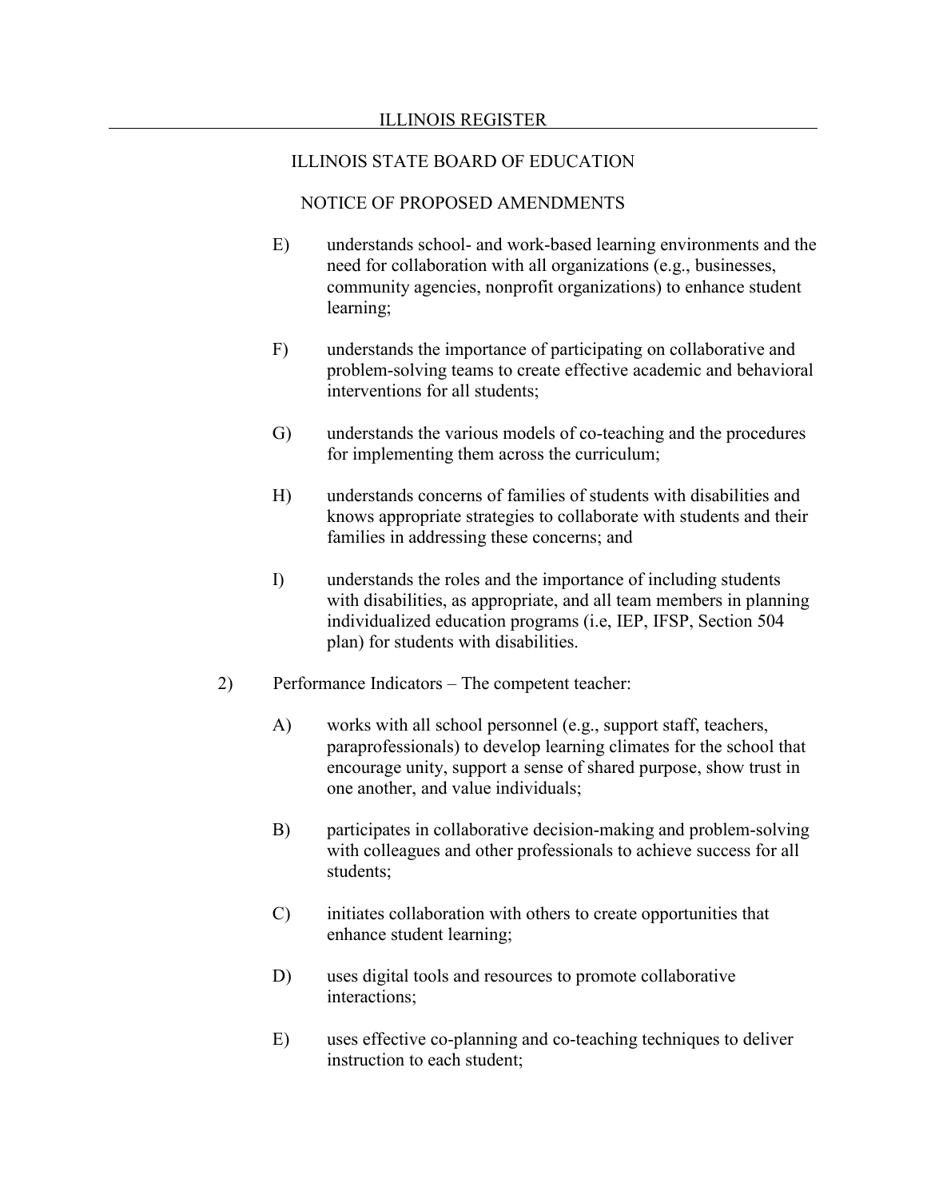E) understands school- and work-based learning environments and the need for collaboration with all organizations (e.g., businesses, community agencies, nonprofit organizations) to enhance student learning;

F) understands the importance of participating on collaborative and problem-solving teams to create effective academic and behavioral interventions for all students;

G) understands the various models of co-teaching and the procedures for implementing them across the curriculum;

H) understands concerns of families of students with disabilities and knows appropriate strategies to collaborate with students and their families in addressing these concerns; and

I) understands the roles and the importance of including students with disabilities, as appropriate, and all team members in planning individualized education programs (i.e, IEP, IFSP, Section 504 plan) for students with disabilities.

2) Performance Indicators – The competent teacher:

A) works with all school personnel (e.g., support staff, teachers, paraprofessionals) to develop learning climates for the school that encourage unity, support a sense of shared purpose, show trust in one another, and value individuals;

B) participates in collaborative decision-making and problem-solving with colleagues and other professionals to achieve success for all students;

C) initiates collaboration with others to create opportunities that enhance student learning;

D) uses digital tools and resources to promote collaborative interactions;

E) uses effective co-planning and co-teaching techniques to deliver instruction to each student;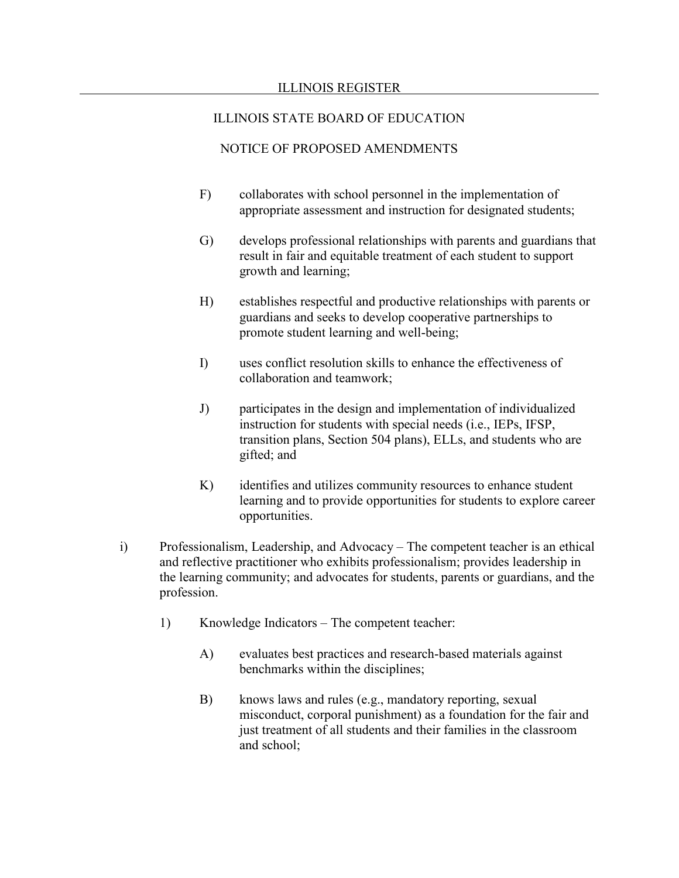F) collaborates with school personnel in the implementation of appropriate assessment and instruction for designated students;

G) develops professional relationships with parents and guardians that result in fair and equitable treatment of each student to support growth and learning;

H) establishes respectful and productive relationships with parents or guardians and seeks to develop cooperative partnerships to promote student learning and well-being;

I) uses conflict resolution skills to enhance the effectiveness of collaboration and teamwork;

J) participates in the design and implementation of individualized instruction for students with special needs (i.e., IEPs, IFSP, transition plans, Section 504 plans), ELLs, and students who are gifted; and

K) identifies and utilizes community resources to enhance student learning and to provide opportunities for students to explore career opportunities.

i) Professionalism, Leadership, and Advocacy – The competent teacher is an ethical and reflective practitioner who exhibits professionalism; provides leadership in the learning community; and advocates for students, parents or guardians, and the profession.

1) Knowledge Indicators – The competent teacher:

A) evaluates best practices and research-based materials against benchmarks within the disciplines;

B) knows laws and rules (e.g., mandatory reporting, sexual misconduct, corporal punishment) as a foundation for the fair and just treatment of all students and their families in the classroom and school;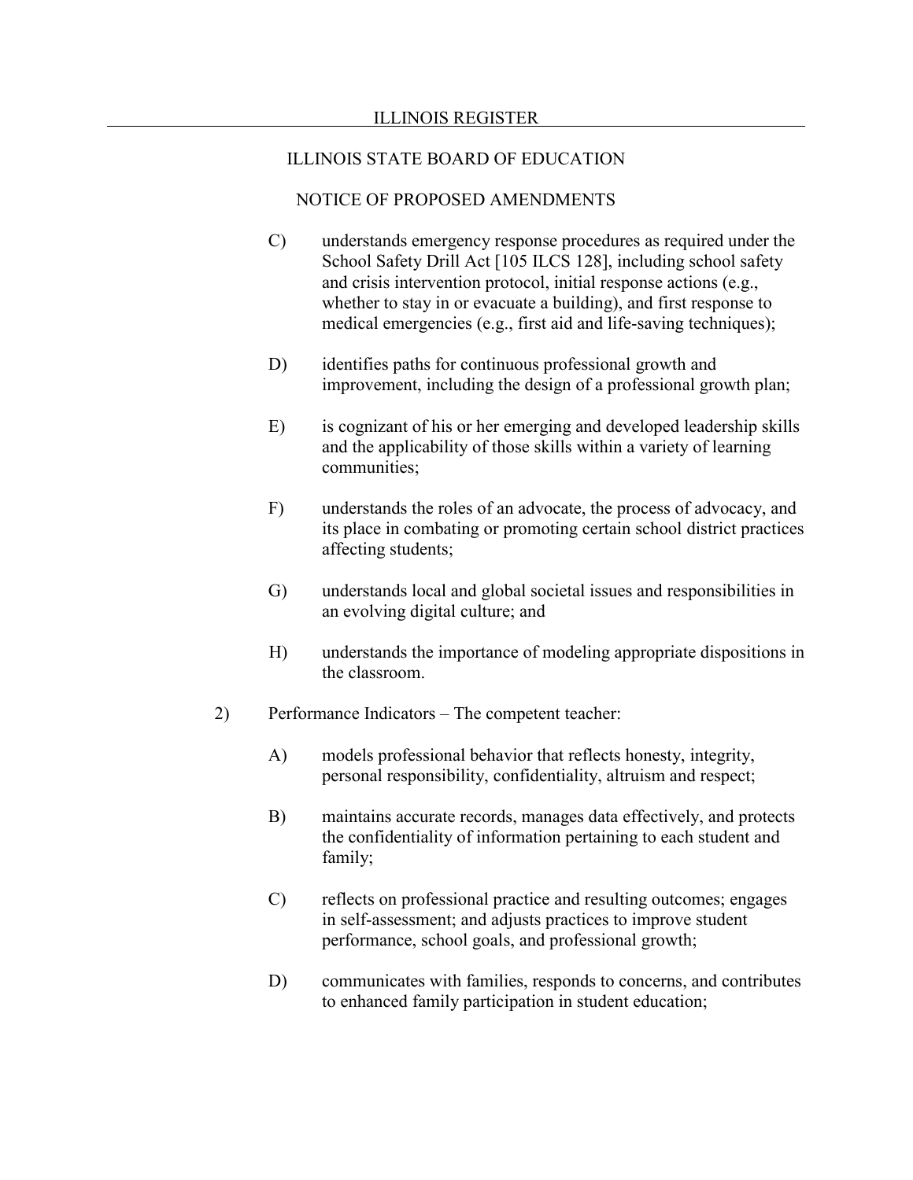ILLINOIS STATE BOARD OF EDUCATION

NOTICE OF PROPOSED AMENDMENTS

C) understands emergency response procedures as required under the School Safety Drill Act [105 ILCS 128], including school safety and crisis intervention protocol, initial response actions (e.g., whether to stay in or evacuate a building), and first response to medical emergencies (e.g., first aid and life-saving techniques);

D) identifies paths for continuous professional growth and improvement, including the design of a professional growth plan;

E) is cognizant of his or her emerging and developed leadership skills and the applicability of those skills within a variety of learning communities;

F) understands the roles of an advocate, the process of advocacy, and its place in combating or promoting certain school district practices affecting students;

G) understands local and global societal issues and responsibilities in an evolving digital culture; and

H) understands the importance of modeling appropriate dispositions in the classroom.

2) Performance Indicators – The competent teacher:

A) models professional behavior that reflects honesty, integrity, personal responsibility, confidentiality, altruism and respect;

B) maintains accurate records, manages data effectively, and protects the confidentiality of information pertaining to each student and family;

C) reflects on professional practice and resulting outcomes; engages in self-assessment; and adjusts practices to improve student performance, school goals, and professional growth;

D) communicates with families, responds to concerns, and contributes to enhanced family participation in student education;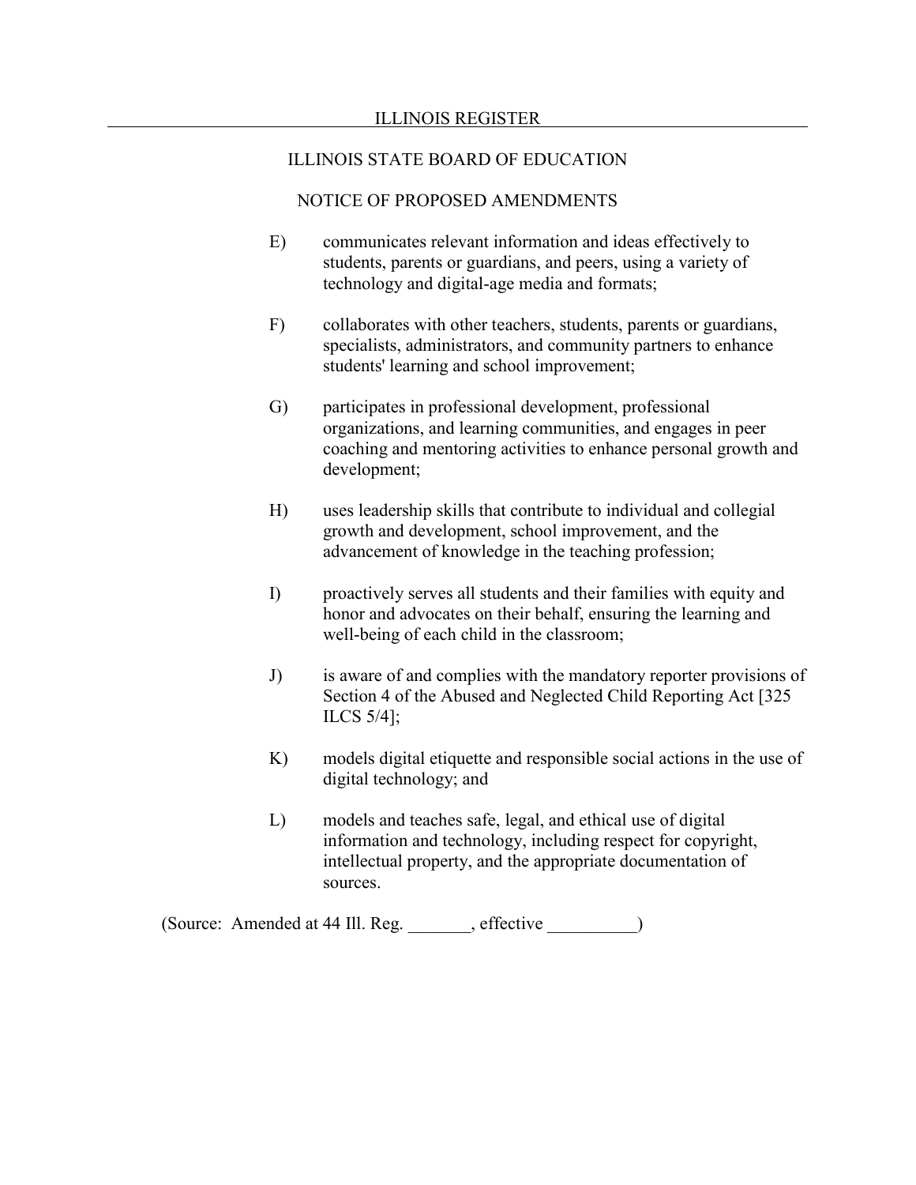E) communicates relevant information and ideas effectively to students, parents or guardians, and peers, using a variety of technology and digital-age media and formats;

F) collaborates with other teachers, students, parents or guardians, specialists, administrators, and community partners to enhance students' learning and school improvement;

G) participates in professional development, professional organizations, and learning communities, and engages in peer coaching and mentoring activities to enhance personal growth and development;

H) uses leadership skills that contribute to individual and collegial growth and development, school improvement, and the advancement of knowledge in the teaching profession;

I) proactively serves all students and their families with equity and honor and advocates on their behalf, ensuring the learning and well-being of each child in the classroom;

J) is aware of and complies with the mandatory reporter provisions of Section 4 of the Abused and Neglected Child Reporting Act [325 ILCS 5/4];

K) models digital etiquette and responsible social actions in the use of digital technology; and

L) models and teaches safe, legal, and ethical use of digital information and technology, including respect for copyright, intellectual property, and the appropriate documentation of sources.

(Source: Amended at 44 Ill. Reg. _______, effective __________)